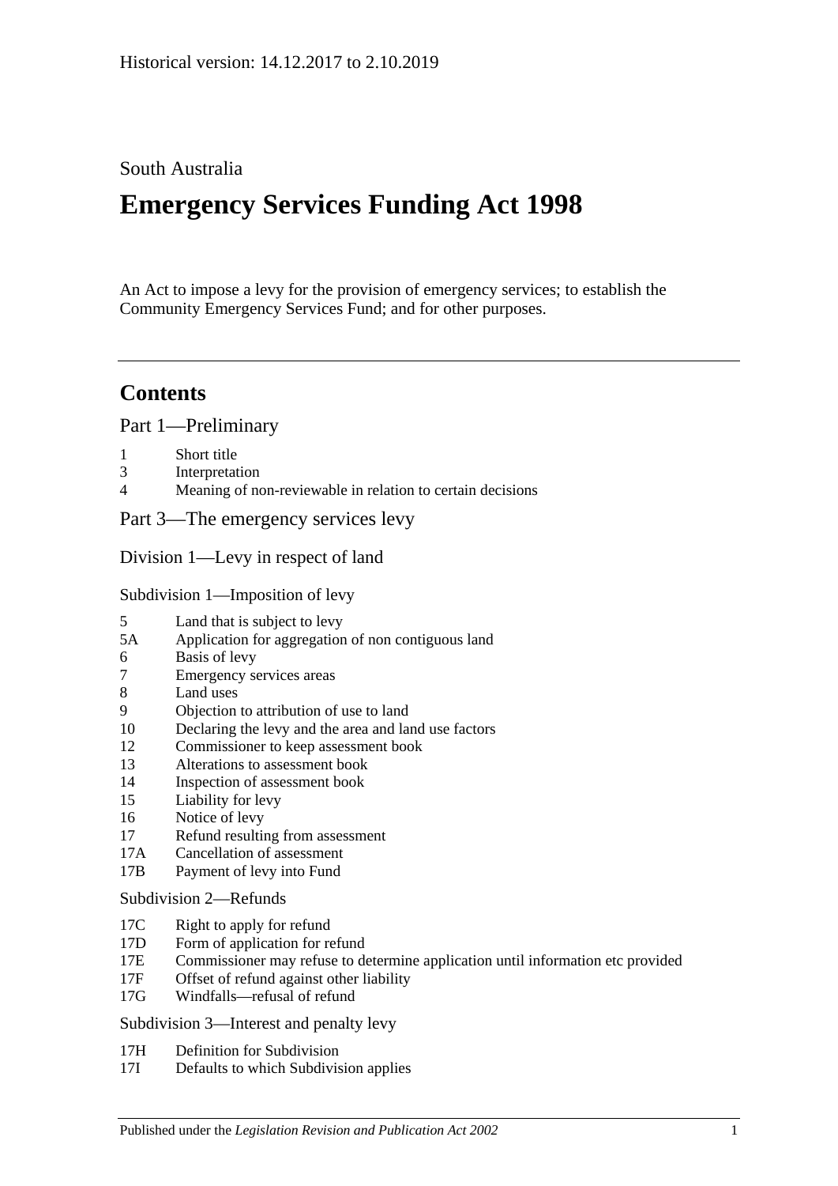Historical version: 14.12.2017 to 2.10.2019

South Australia

# Emergency Services Funding Act 1998

An Act to impose a levy for the provision of emergency services; to establish the Community Emergency Services Fund; and for other purposes.

## Contents

Part 1—Preliminary

1 Short title
3 Interpretation
4 Meaning of non-reviewable in relation to certain decisions

Part 3—The emergency services levy

Division 1—Levy in respect of land

Subdivision 1—Imposition of levy

5 Land that is subject to levy
5A Application for aggregation of non contiguous land
6 Basis of levy
7 Emergency services areas
8 Land uses
9 Objection to attribution of use to land
10 Declaring the levy and the area and land use factors
12 Commissioner to keep assessment book
13 Alterations to assessment book
14 Inspection of assessment book
15 Liability for levy
16 Notice of levy
17 Refund resulting from assessment
17A Cancellation of assessment
17B Payment of levy into Fund

Subdivision 2—Refunds

17C Right to apply for refund
17D Form of application for refund
17E Commissioner may refuse to determine application until information etc provided
17F Offset of refund against other liability
17G Windfalls—refusal of refund

Subdivision 3—Interest and penalty levy

17H Definition for Subdivision
17I Defaults to which Subdivision applies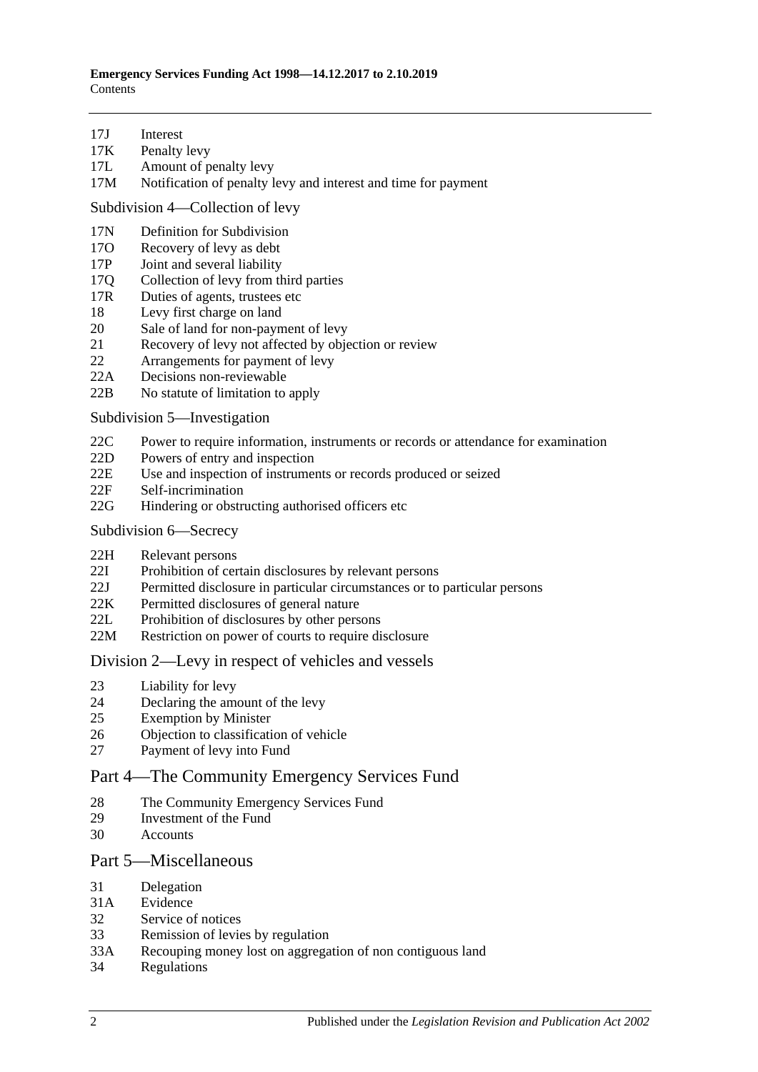17J Interest
17K Penalty levy
17L Amount of penalty levy
17M Notification of penalty levy and interest and time for payment

Subdivision 4—Collection of levy

17N Definition for Subdivision
17O Recovery of levy as debt
17P Joint and several liability
17Q Collection of levy from third parties
17R Duties of agents, trustees etc
18 Levy first charge on land
20 Sale of land for non-payment of levy
21 Recovery of levy not affected by objection or review
22 Arrangements for payment of levy
22A Decisions non-reviewable
22B No statute of limitation to apply

Subdivision 5—Investigation

22C Power to require information, instruments or records or attendance for examination
22D Powers of entry and inspection
22E Use and inspection of instruments or records produced or seized
22F Self-incrimination
22G Hindering or obstructing authorised officers etc

Subdivision 6—Secrecy

22H Relevant persons
22I Prohibition of certain disclosures by relevant persons
22J Permitted disclosure in particular circumstances or to particular persons
22K Permitted disclosures of general nature
22L Prohibition of disclosures by other persons
22M Restriction on power of courts to require disclosure

## Division 2—Levy in respect of vehicles and vessels

23 Liability for levy
24 Declaring the amount of the levy
25 Exemption by Minister
26 Objection to classification of vehicle
27 Payment of levy into Fund

## Part 4—The Community Emergency Services Fund

28 The Community Emergency Services Fund
29 Investment of the Fund
30 Accounts

## Part 5—Miscellaneous

31 Delegation
31A Evidence
32 Service of notices
33 Remission of levies by regulation
33A Recouping money lost on aggregation of non contiguous land
34 Regulations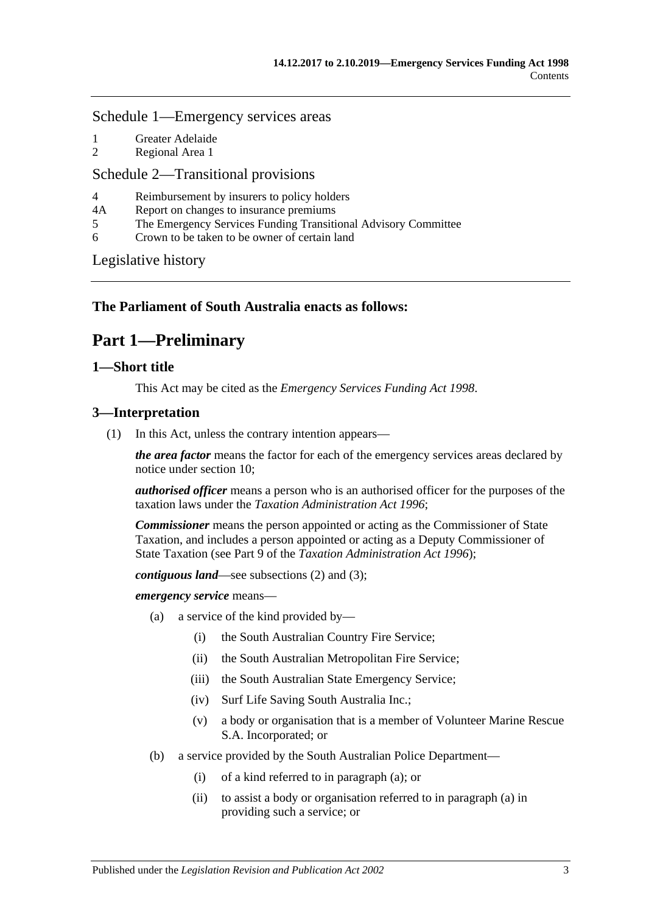Schedule 1—Emergency services areas

1 Greater Adelaide
2 Regional Area 1

Schedule 2—Transitional provisions

4 Reimbursement by insurers to policy holders
4A Report on changes to insurance premiums
5 The Emergency Services Funding Transitional Advisory Committee
6 Crown to be taken to be owner of certain land

Legislative history

**The Parliament of South Australia enacts as follows:**

# Part 1—Preliminary

## 1—Short title

This Act may be cited as the *Emergency Services Funding Act 1998*.

## 3—Interpretation

(1) In this Act, unless the contrary intention appears—

***the area factor*** means the factor for each of the emergency services areas declared by notice under section 10;

***authorised officer*** means a person who is an authorised officer for the purposes of the taxation laws under the *Taxation Administration Act 1996*;

***Commissioner*** means the person appointed or acting as the Commissioner of State Taxation, and includes a person appointed or acting as a Deputy Commissioner of State Taxation (see Part 9 of the *Taxation Administration Act 1996*);

***contiguous land***—see subsections (2) and (3);

***emergency service*** means—

- (a) a service of the kind provided by—
  - (i) the South Australian Country Fire Service;
  - (ii) the South Australian Metropolitan Fire Service;
  - (iii) the South Australian State Emergency Service;
  - (iv) Surf Life Saving South Australia Inc.;
  - (v) a body or organisation that is a member of Volunteer Marine Rescue S.A. Incorporated; or
- (b) a service provided by the South Australian Police Department—
  - (i) of a kind referred to in paragraph (a); or
  - (ii) to assist a body or organisation referred to in paragraph (a) in providing such a service; or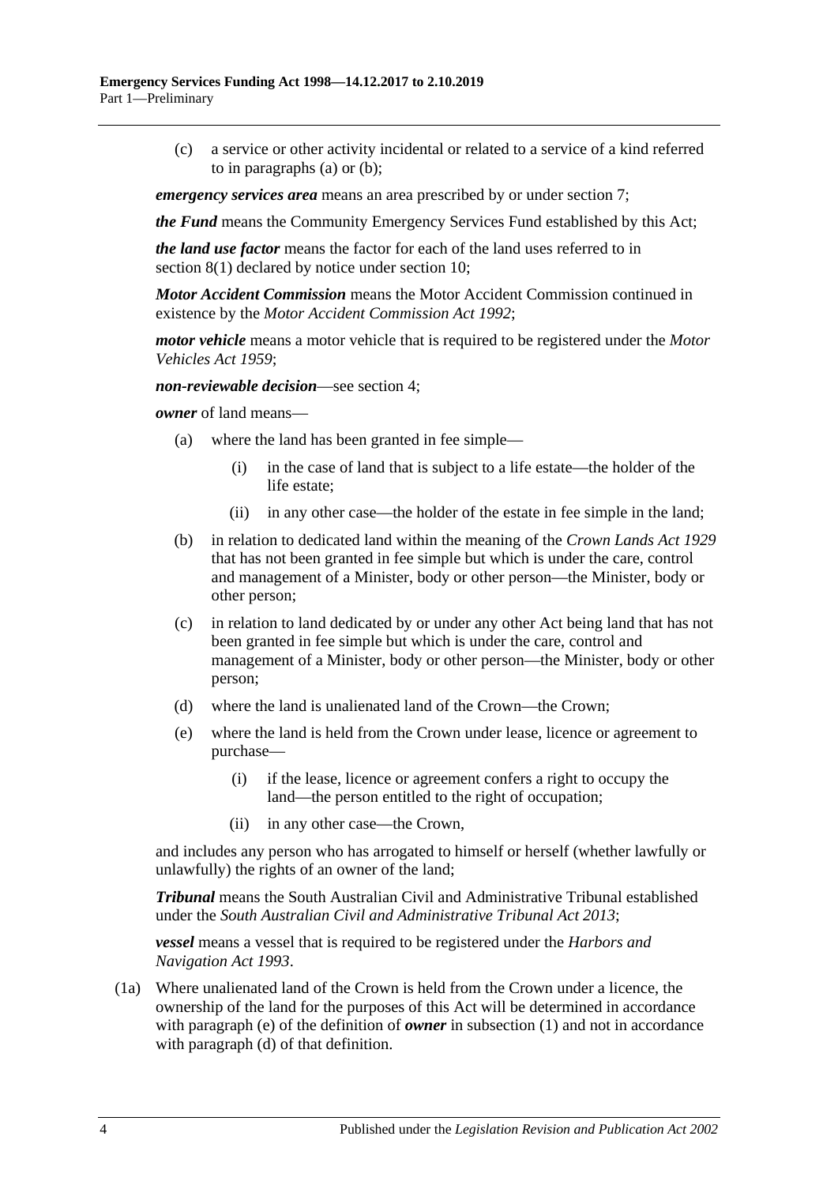(c) a service or other activity incidental or related to a service of a kind referred to in paragraphs (a) or (b);

***emergency services area*** means an area prescribed by or under section 7;

***the Fund*** means the Community Emergency Services Fund established by this Act;

***the land use factor*** means the factor for each of the land uses referred to in section 8(1) declared by notice under section 10;

***Motor Accident Commission*** means the Motor Accident Commission continued in existence by the *Motor Accident Commission Act 1992*;

***motor vehicle*** means a motor vehicle that is required to be registered under the *Motor Vehicles Act 1959*;

***non-reviewable decision***—see section 4;

***owner*** of land means—

(a) where the land has been granted in fee simple—

(i) in the case of land that is subject to a life estate—the holder of the life estate;

(ii) in any other case—the holder of the estate in fee simple in the land;

(b) in relation to dedicated land within the meaning of the *Crown Lands Act 1929* that has not been granted in fee simple but which is under the care, control and management of a Minister, body or other person—the Minister, body or other person;

(c) in relation to land dedicated by or under any other Act being land that has not been granted in fee simple but which is under the care, control and management of a Minister, body or other person—the Minister, body or other person;

(d) where the land is unalienated land of the Crown—the Crown;

(e) where the land is held from the Crown under lease, licence or agreement to purchase—

(i) if the lease, licence or agreement confers a right to occupy the land—the person entitled to the right of occupation;

(ii) in any other case—the Crown,

and includes any person who has arrogated to himself or herself (whether lawfully or unlawfully) the rights of an owner of the land;

***Tribunal*** means the South Australian Civil and Administrative Tribunal established under the *South Australian Civil and Administrative Tribunal Act 2013*;

***vessel*** means a vessel that is required to be registered under the *Harbors and Navigation Act 1993*.

(1a) Where unalienated land of the Crown is held from the Crown under a licence, the ownership of the land for the purposes of this Act will be determined in accordance with paragraph (e) of the definition of ***owner*** in subsection (1) and not in accordance with paragraph (d) of that definition.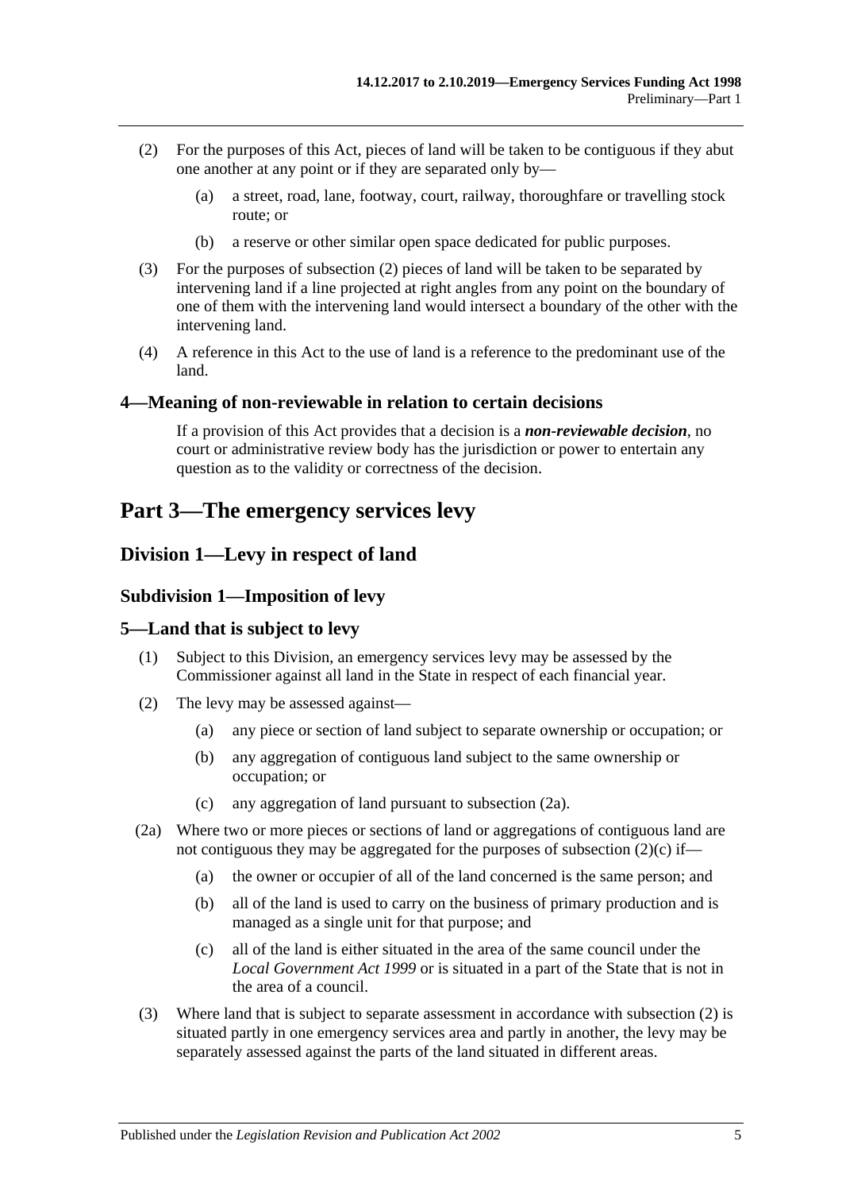(2) For the purposes of this Act, pieces of land will be taken to be contiguous if they abut one another at any point or if they are separated only by—

(a) a street, road, lane, footway, court, railway, thoroughfare or travelling stock route; or

(b) a reserve or other similar open space dedicated for public purposes.

(3) For the purposes of subsection (2) pieces of land will be taken to be separated by intervening land if a line projected at right angles from any point on the boundary of one of them with the intervening land would intersect a boundary of the other with the intervening land.

(4) A reference in this Act to the use of land is a reference to the predominant use of the land.

### 4—Meaning of non-reviewable in relation to certain decisions

If a provision of this Act provides that a decision is a ***non-reviewable decision***, no court or administrative review body has the jurisdiction or power to entertain any question as to the validity or correctness of the decision.

# Part 3—The emergency services levy

## Division 1—Levy in respect of land

### Subdivision 1—Imposition of levy

### 5—Land that is subject to levy

(1) Subject to this Division, an emergency services levy may be assessed by the Commissioner against all land in the State in respect of each financial year.

(2) The levy may be assessed against—

(a) any piece or section of land subject to separate ownership or occupation; or

(b) any aggregation of contiguous land subject to the same ownership or occupation; or

(c) any aggregation of land pursuant to subsection (2a).

(2a) Where two or more pieces or sections of land or aggregations of contiguous land are not contiguous they may be aggregated for the purposes of subsection (2)(c) if—

(a) the owner or occupier of all of the land concerned is the same person; and

(b) all of the land is used to carry on the business of primary production and is managed as a single unit for that purpose; and

(c) all of the land is either situated in the area of the same council under the *Local Government Act 1999* or is situated in a part of the State that is not in the area of a council.

(3) Where land that is subject to separate assessment in accordance with subsection (2) is situated partly in one emergency services area and partly in another, the levy may be separately assessed against the parts of the land situated in different areas.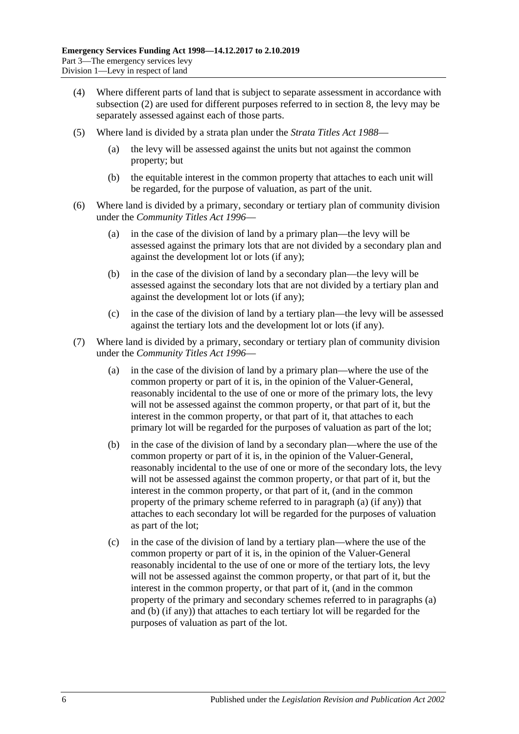(4) Where different parts of land that is subject to separate assessment in accordance with subsection (2) are used for different purposes referred to in section 8, the levy may be separately assessed against each of those parts.

(5) Where land is divided by a strata plan under the *Strata Titles Act 1988*—

(a) the levy will be assessed against the units but not against the common property; but

(b) the equitable interest in the common property that attaches to each unit will be regarded, for the purpose of valuation, as part of the unit.

(6) Where land is divided by a primary, secondary or tertiary plan of community division under the *Community Titles Act 1996*—

(a) in the case of the division of land by a primary plan—the levy will be assessed against the primary lots that are not divided by a secondary plan and against the development lot or lots (if any);

(b) in the case of the division of land by a secondary plan—the levy will be assessed against the secondary lots that are not divided by a tertiary plan and against the development lot or lots (if any);

(c) in the case of the division of land by a tertiary plan—the levy will be assessed against the tertiary lots and the development lot or lots (if any).

(7) Where land is divided by a primary, secondary or tertiary plan of community division under the *Community Titles Act 1996*—

(a) in the case of the division of land by a primary plan—where the use of the common property or part of it is, in the opinion of the Valuer-General, reasonably incidental to the use of one or more of the primary lots, the levy will not be assessed against the common property, or that part of it, but the interest in the common property, or that part of it, that attaches to each primary lot will be regarded for the purposes of valuation as part of the lot;

(b) in the case of the division of land by a secondary plan—where the use of the common property or part of it is, in the opinion of the Valuer-General, reasonably incidental to the use of one or more of the secondary lots, the levy will not be assessed against the common property, or that part of it, but the interest in the common property, or that part of it, (and in the common property of the primary scheme referred to in paragraph (a) (if any)) that attaches to each secondary lot will be regarded for the purposes of valuation as part of the lot;

(c) in the case of the division of land by a tertiary plan—where the use of the common property or part of it is, in the opinion of the Valuer-General reasonably incidental to the use of one or more of the tertiary lots, the levy will not be assessed against the common property, or that part of it, but the interest in the common property, or that part of it, (and in the common property of the primary and secondary schemes referred to in paragraphs (a) and (b) (if any)) that attaches to each tertiary lot will be regarded for the purposes of valuation as part of the lot.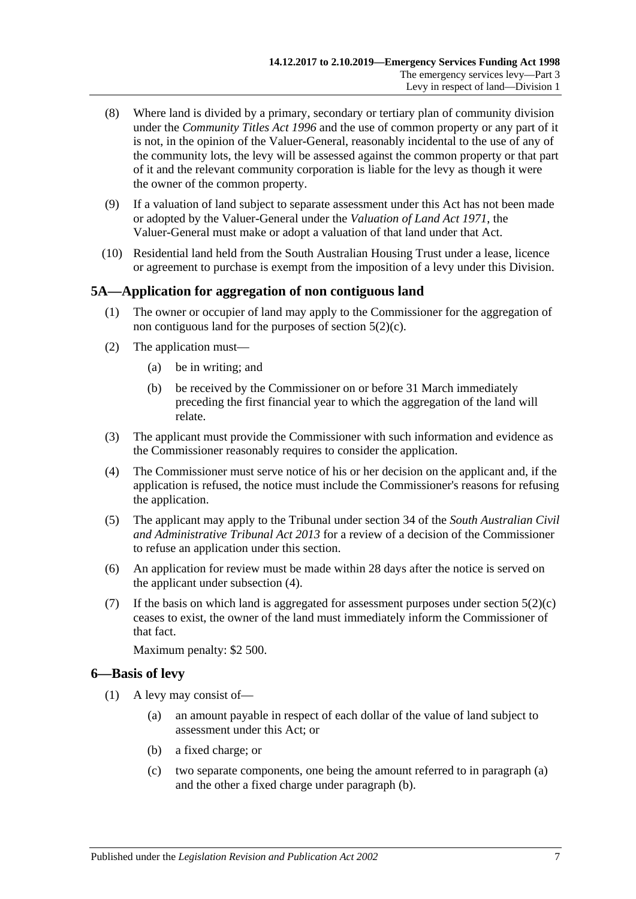(8) Where land is divided by a primary, secondary or tertiary plan of community division under the *Community Titles Act 1996* and the use of common property or any part of it is not, in the opinion of the Valuer-General, reasonably incidental to the use of any of the community lots, the levy will be assessed against the common property or that part of it and the relevant community corporation is liable for the levy as though it were the owner of the common property.

(9) If a valuation of land subject to separate assessment under this Act has not been made or adopted by the Valuer-General under the *Valuation of Land Act 1971*, the Valuer-General must make or adopt a valuation of that land under that Act.

(10) Residential land held from the South Australian Housing Trust under a lease, licence or agreement to purchase is exempt from the imposition of a levy under this Division.

## 5A—Application for aggregation of non contiguous land

(1) The owner or occupier of land may apply to the Commissioner for the aggregation of non contiguous land for the purposes of section 5(2)(c).

(2) The application must—

(a) be in writing; and

(b) be received by the Commissioner on or before 31 March immediately preceding the first financial year to which the aggregation of the land will relate.

(3) The applicant must provide the Commissioner with such information and evidence as the Commissioner reasonably requires to consider the application.

(4) The Commissioner must serve notice of his or her decision on the applicant and, if the application is refused, the notice must include the Commissioner's reasons for refusing the application.

(5) The applicant may apply to the Tribunal under section 34 of the *South Australian Civil and Administrative Tribunal Act 2013* for a review of a decision of the Commissioner to refuse an application under this section.

(6) An application for review must be made within 28 days after the notice is served on the applicant under subsection (4).

(7) If the basis on which land is aggregated for assessment purposes under section 5(2)(c) ceases to exist, the owner of the land must immediately inform the Commissioner of that fact.

Maximum penalty: $2 500.

## 6—Basis of levy

(1) A levy may consist of—

(a) an amount payable in respect of each dollar of the value of land subject to assessment under this Act; or

(b) a fixed charge; or

(c) two separate components, one being the amount referred to in paragraph (a) and the other a fixed charge under paragraph (b).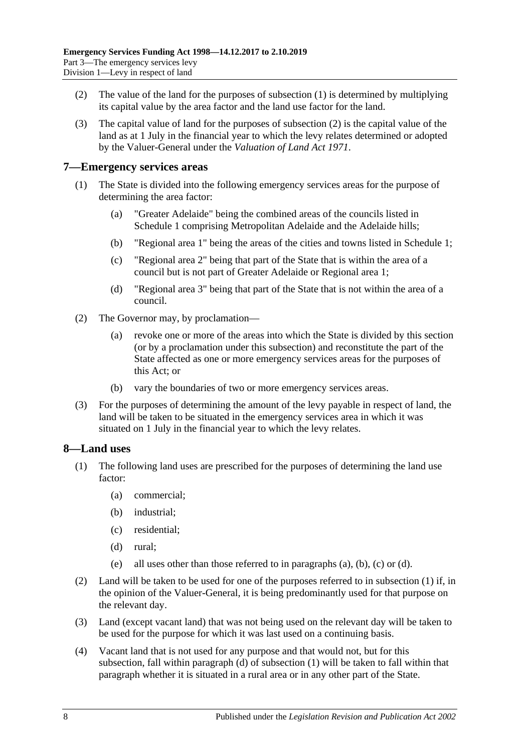(2) The value of the land for the purposes of subsection (1) is determined by multiplying its capital value by the area factor and the land use factor for the land.

(3) The capital value of land for the purposes of subsection (2) is the capital value of the land as at 1 July in the financial year to which the levy relates determined or adopted by the Valuer-General under the *Valuation of Land Act 1971*.

## 7—Emergency services areas

(1) The State is divided into the following emergency services areas for the purpose of determining the area factor:

(a) "Greater Adelaide" being the combined areas of the councils listed in Schedule 1 comprising Metropolitan Adelaide and the Adelaide hills;

(b) "Regional area 1" being the areas of the cities and towns listed in Schedule 1;

(c) "Regional area 2" being that part of the State that is within the area of a council but is not part of Greater Adelaide or Regional area 1;

(d) "Regional area 3" being that part of the State that is not within the area of a council.

(2) The Governor may, by proclamation—

(a) revoke one or more of the areas into which the State is divided by this section (or by a proclamation under this subsection) and reconstitute the part of the State affected as one or more emergency services areas for the purposes of this Act; or

(b) vary the boundaries of two or more emergency services areas.

(3) For the purposes of determining the amount of the levy payable in respect of land, the land will be taken to be situated in the emergency services area in which it was situated on 1 July in the financial year to which the levy relates.

## 8—Land uses

(1) The following land uses are prescribed for the purposes of determining the land use factor:

(a) commercial;

(b) industrial;

(c) residential;

(d) rural;

(e) all uses other than those referred to in paragraphs (a), (b), (c) or (d).

(2) Land will be taken to be used for one of the purposes referred to in subsection (1) if, in the opinion of the Valuer-General, it is being predominantly used for that purpose on the relevant day.

(3) Land (except vacant land) that was not being used on the relevant day will be taken to be used for the purpose for which it was last used on a continuing basis.

(4) Vacant land that is not used for any purpose and that would not, but for this subsection, fall within paragraph (d) of subsection (1) will be taken to fall within that paragraph whether it is situated in a rural area or in any other part of the State.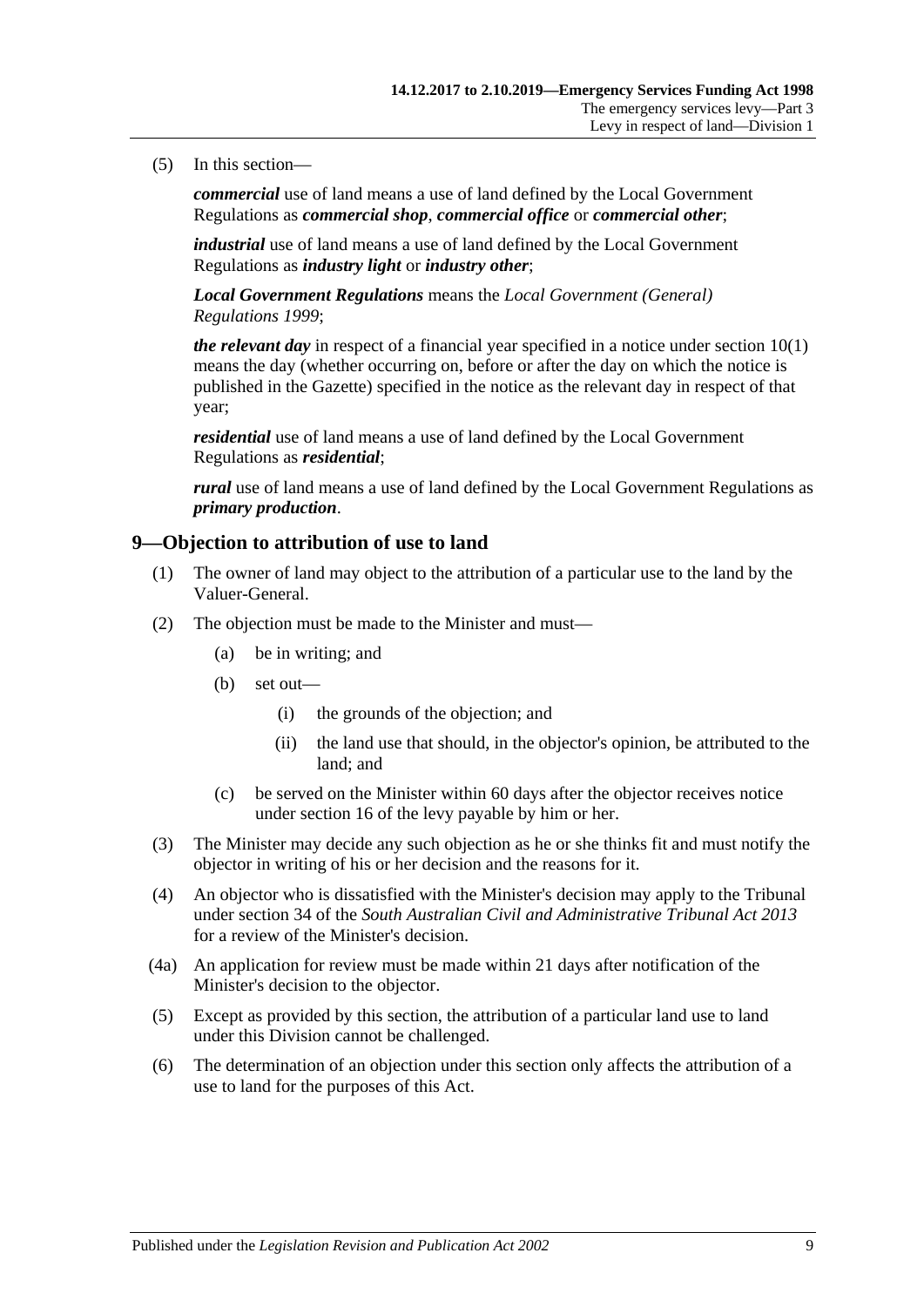(5) In this section—

***commercial*** use of land means a use of land defined by the Local Government Regulations as ***commercial shop***, ***commercial office*** or ***commercial other***;

***industrial*** use of land means a use of land defined by the Local Government Regulations as ***industry light*** or ***industry other***;

***Local Government Regulations*** means the *Local Government (General) Regulations 1999*;

***the relevant day*** in respect of a financial year specified in a notice under section 10(1) means the day (whether occurring on, before or after the day on which the notice is published in the Gazette) specified in the notice as the relevant day in respect of that year;

***residential*** use of land means a use of land defined by the Local Government Regulations as ***residential***;

***rural*** use of land means a use of land defined by the Local Government Regulations as ***primary production***.

## 9—Objection to attribution of use to land

(1) The owner of land may object to the attribution of a particular use to the land by the Valuer-General.

(2) The objection must be made to the Minister and must—

(a) be in writing; and

(b) set out—

(i) the grounds of the objection; and

(ii) the land use that should, in the objector's opinion, be attributed to the land; and

(c) be served on the Minister within 60 days after the objector receives notice under section 16 of the levy payable by him or her.

(3) The Minister may decide any such objection as he or she thinks fit and must notify the objector in writing of his or her decision and the reasons for it.

(4) An objector who is dissatisfied with the Minister's decision may apply to the Tribunal under section 34 of the *South Australian Civil and Administrative Tribunal Act 2013* for a review of the Minister's decision.

(4a) An application for review must be made within 21 days after notification of the Minister's decision to the objector.

(5) Except as provided by this section, the attribution of a particular land use to land under this Division cannot be challenged.

(6) The determination of an objection under this section only affects the attribution of a use to land for the purposes of this Act.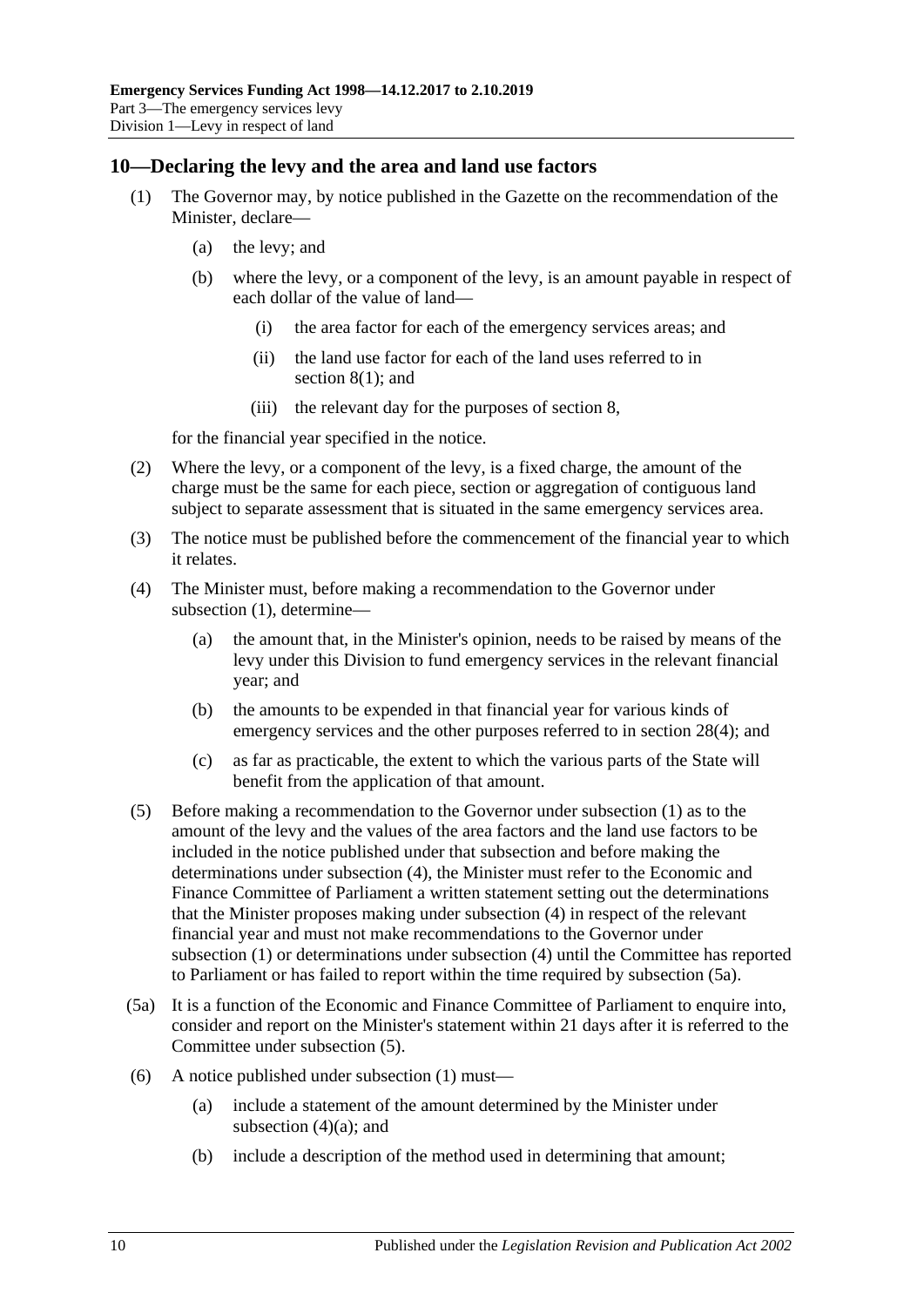## 10—Declaring the levy and the area and land use factors

(1) The Governor may, by notice published in the Gazette on the recommendation of the Minister, declare—

  (a) the levy; and

  (b) where the levy, or a component of the levy, is an amount payable in respect of each dollar of the value of land—

    (i) the area factor for each of the emergency services areas; and

    (ii) the land use factor for each of the land uses referred to in section 8(1); and

    (iii) the relevant day for the purposes of section 8,

for the financial year specified in the notice.

(2) Where the levy, or a component of the levy, is a fixed charge, the amount of the charge must be the same for each piece, section or aggregation of contiguous land subject to separate assessment that is situated in the same emergency services area.

(3) The notice must be published before the commencement of the financial year to which it relates.

(4) The Minister must, before making a recommendation to the Governor under subsection (1), determine—

  (a) the amount that, in the Minister's opinion, needs to be raised by means of the levy under this Division to fund emergency services in the relevant financial year; and

  (b) the amounts to be expended in that financial year for various kinds of emergency services and the other purposes referred to in section 28(4); and

  (c) as far as practicable, the extent to which the various parts of the State will benefit from the application of that amount.

(5) Before making a recommendation to the Governor under subsection (1) as to the amount of the levy and the values of the area factors and the land use factors to be included in the notice published under that subsection and before making the determinations under subsection (4), the Minister must refer to the Economic and Finance Committee of Parliament a written statement setting out the determinations that the Minister proposes making under subsection (4) in respect of the relevant financial year and must not make recommendations to the Governor under subsection (1) or determinations under subsection (4) until the Committee has reported to Parliament or has failed to report within the time required by subsection (5a).

(5a) It is a function of the Economic and Finance Committee of Parliament to enquire into, consider and report on the Minister's statement within 21 days after it is referred to the Committee under subsection (5).

(6) A notice published under subsection (1) must—

  (a) include a statement of the amount determined by the Minister under subsection (4)(a); and

  (b) include a description of the method used in determining that amount;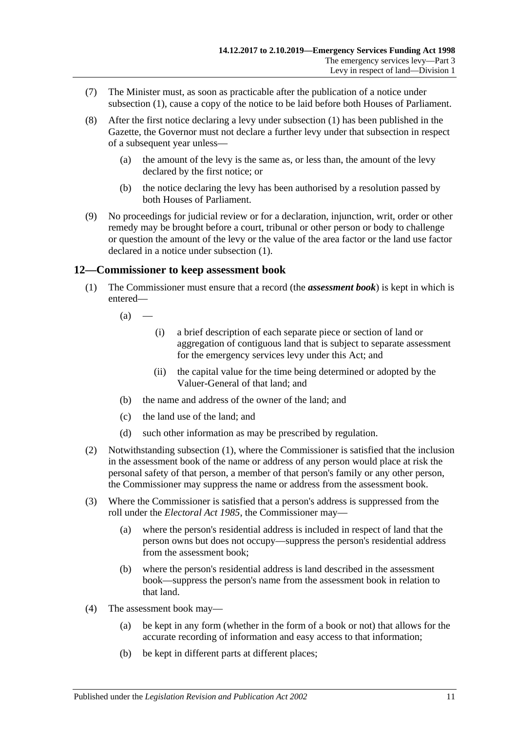(7) The Minister must, as soon as practicable after the publication of a notice under subsection (1), cause a copy of the notice to be laid before both Houses of Parliament.

(8) After the first notice declaring a levy under subsection (1) has been published in the Gazette, the Governor must not declare a further levy under that subsection in respect of a subsequent year unless—

(a) the amount of the levy is the same as, or less than, the amount of the levy declared by the first notice; or

(b) the notice declaring the levy has been authorised by a resolution passed by both Houses of Parliament.

(9) No proceedings for judicial review or for a declaration, injunction, writ, order or other remedy may be brought before a court, tribunal or other person or body to challenge or question the amount of the levy or the value of the area factor or the land use factor declared in a notice under subsection (1).

## 12—Commissioner to keep assessment book

(1) The Commissioner must ensure that a record (the ***assessment book***) is kept in which is entered—

(a) —

(i) a brief description of each separate piece or section of land or aggregation of contiguous land that is subject to separate assessment for the emergency services levy under this Act; and

(ii) the capital value for the time being determined or adopted by the Valuer-General of that land; and

(b) the name and address of the owner of the land; and

(c) the land use of the land; and

(d) such other information as may be prescribed by regulation.

(2) Notwithstanding subsection (1), where the Commissioner is satisfied that the inclusion in the assessment book of the name or address of any person would place at risk the personal safety of that person, a member of that person's family or any other person, the Commissioner may suppress the name or address from the assessment book.

(3) Where the Commissioner is satisfied that a person's address is suppressed from the roll under the *Electoral Act 1985*, the Commissioner may—

(a) where the person's residential address is included in respect of land that the person owns but does not occupy—suppress the person's residential address from the assessment book;

(b) where the person's residential address is land described in the assessment book—suppress the person's name from the assessment book in relation to that land.

(4) The assessment book may—

(a) be kept in any form (whether in the form of a book or not) that allows for the accurate recording of information and easy access to that information;

(b) be kept in different parts at different places;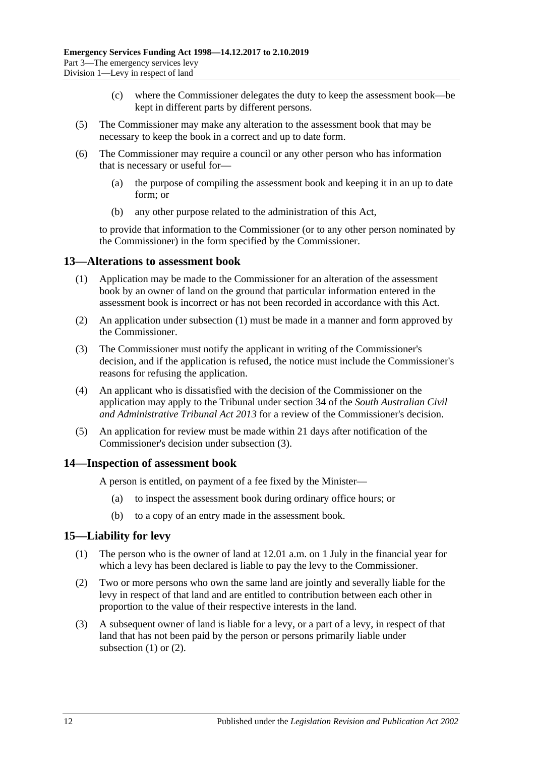(c) where the Commissioner delegates the duty to keep the assessment book—be kept in different parts by different persons.

(5) The Commissioner may make any alteration to the assessment book that may be necessary to keep the book in a correct and up to date form.

(6) The Commissioner may require a council or any other person who has information that is necessary or useful for—

(a) the purpose of compiling the assessment book and keeping it in an up to date form; or

(b) any other purpose related to the administration of this Act,

to provide that information to the Commissioner (or to any other person nominated by the Commissioner) in the form specified by the Commissioner.

## 13—Alterations to assessment book

(1) Application may be made to the Commissioner for an alteration of the assessment book by an owner of land on the ground that particular information entered in the assessment book is incorrect or has not been recorded in accordance with this Act.

(2) An application under subsection (1) must be made in a manner and form approved by the Commissioner.

(3) The Commissioner must notify the applicant in writing of the Commissioner's decision, and if the application is refused, the notice must include the Commissioner's reasons for refusing the application.

(4) An applicant who is dissatisfied with the decision of the Commissioner on the application may apply to the Tribunal under section 34 of the *South Australian Civil and Administrative Tribunal Act 2013* for a review of the Commissioner's decision.

(5) An application for review must be made within 21 days after notification of the Commissioner's decision under subsection (3).

## 14—Inspection of assessment book

A person is entitled, on payment of a fee fixed by the Minister—

(a) to inspect the assessment book during ordinary office hours; or

(b) to a copy of an entry made in the assessment book.

## 15—Liability for levy

(1) The person who is the owner of land at 12.01 a.m. on 1 July in the financial year for which a levy has been declared is liable to pay the levy to the Commissioner.

(2) Two or more persons who own the same land are jointly and severally liable for the levy in respect of that land and are entitled to contribution between each other in proportion to the value of their respective interests in the land.

(3) A subsequent owner of land is liable for a levy, or a part of a levy, in respect of that land that has not been paid by the person or persons primarily liable under subsection (1) or (2).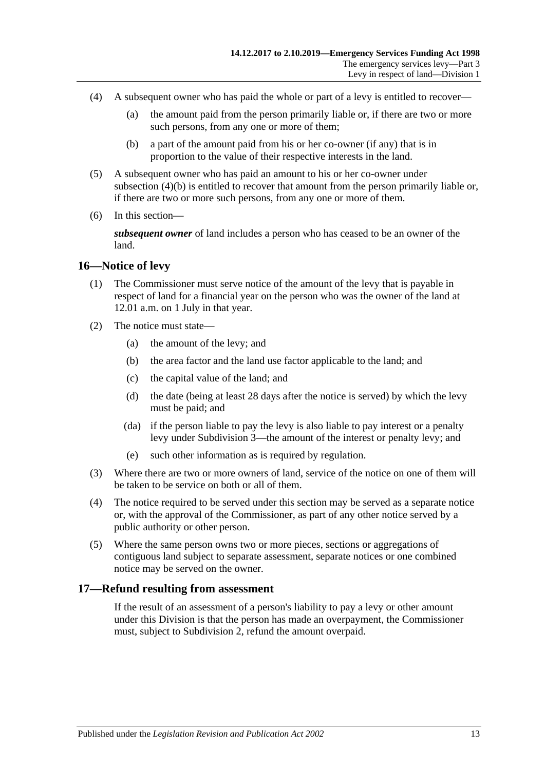(4) A subsequent owner who has paid the whole or part of a levy is entitled to recover—

(a) the amount paid from the person primarily liable or, if there are two or more such persons, from any one or more of them;

(b) a part of the amount paid from his or her co-owner (if any) that is in proportion to the value of their respective interests in the land.

(5) A subsequent owner who has paid an amount to his or her co-owner under subsection (4)(b) is entitled to recover that amount from the person primarily liable or, if there are two or more such persons, from any one or more of them.

(6) In this section—

***subsequent owner*** of land includes a person who has ceased to be an owner of the land.

## 16—Notice of levy

(1) The Commissioner must serve notice of the amount of the levy that is payable in respect of land for a financial year on the person who was the owner of the land at 12.01 a.m. on 1 July in that year.

(2) The notice must state—

(a) the amount of the levy; and

(b) the area factor and the land use factor applicable to the land; and

(c) the capital value of the land; and

(d) the date (being at least 28 days after the notice is served) by which the levy must be paid; and

(da) if the person liable to pay the levy is also liable to pay interest or a penalty levy under Subdivision 3—the amount of the interest or penalty levy; and

(e) such other information as is required by regulation.

(3) Where there are two or more owners of land, service of the notice on one of them will be taken to be service on both or all of them.

(4) The notice required to be served under this section may be served as a separate notice or, with the approval of the Commissioner, as part of any other notice served by a public authority or other person.

(5) Where the same person owns two or more pieces, sections or aggregations of contiguous land subject to separate assessment, separate notices or one combined notice may be served on the owner.

## 17—Refund resulting from assessment

If the result of an assessment of a person's liability to pay a levy or other amount under this Division is that the person has made an overpayment, the Commissioner must, subject to Subdivision 2, refund the amount overpaid.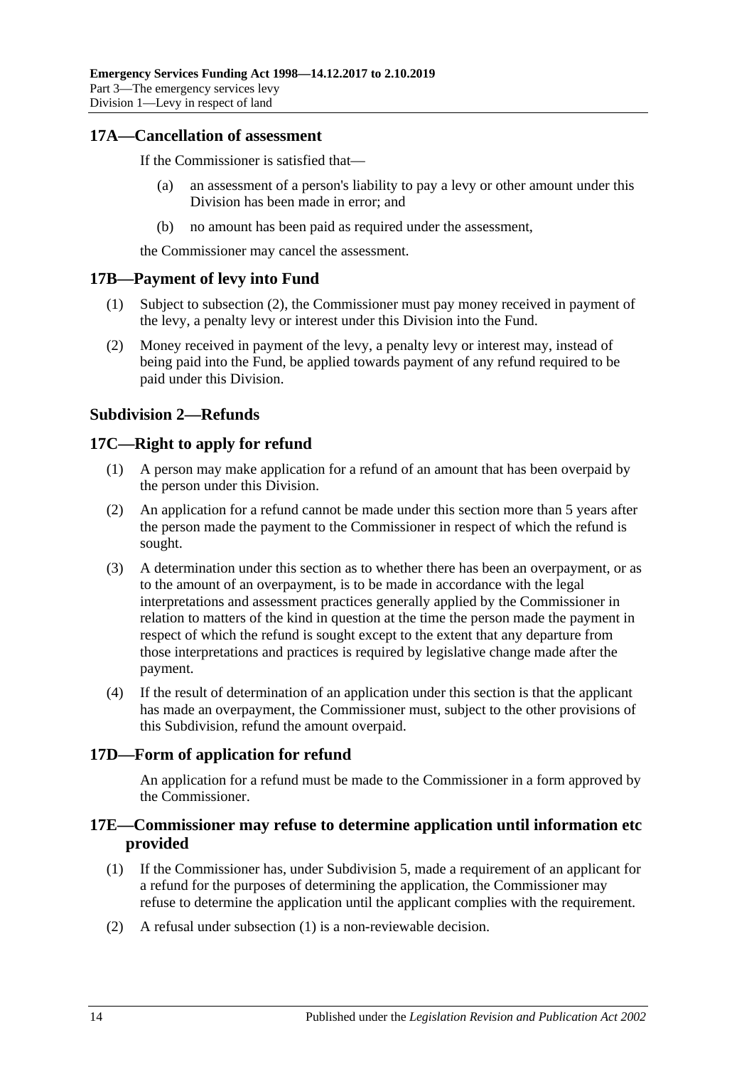## 17A—Cancellation of assessment

If the Commissioner is satisfied that—

(a) an assessment of a person's liability to pay a levy or other amount under this Division has been made in error; and

(b) no amount has been paid as required under the assessment,

the Commissioner may cancel the assessment.

## 17B—Payment of levy into Fund

(1) Subject to subsection (2), the Commissioner must pay money received in payment of the levy, a penalty levy or interest under this Division into the Fund.

(2) Money received in payment of the levy, a penalty levy or interest may, instead of being paid into the Fund, be applied towards payment of any refund required to be paid under this Division.

### Subdivision 2—Refunds

## 17C—Right to apply for refund

(1) A person may make application for a refund of an amount that has been overpaid by the person under this Division.

(2) An application for a refund cannot be made under this section more than 5 years after the person made the payment to the Commissioner in respect of which the refund is sought.

(3) A determination under this section as to whether there has been an overpayment, or as to the amount of an overpayment, is to be made in accordance with the legal interpretations and assessment practices generally applied by the Commissioner in relation to matters of the kind in question at the time the person made the payment in respect of which the refund is sought except to the extent that any departure from those interpretations and practices is required by legislative change made after the payment.

(4) If the result of determination of an application under this section is that the applicant has made an overpayment, the Commissioner must, subject to the other provisions of this Subdivision, refund the amount overpaid.

## 17D—Form of application for refund

An application for a refund must be made to the Commissioner in a form approved by the Commissioner.

## 17E—Commissioner may refuse to determine application until information etc provided

(1) If the Commissioner has, under Subdivision 5, made a requirement of an applicant for a refund for the purposes of determining the application, the Commissioner may refuse to determine the application until the applicant complies with the requirement.

(2) A refusal under subsection (1) is a non-reviewable decision.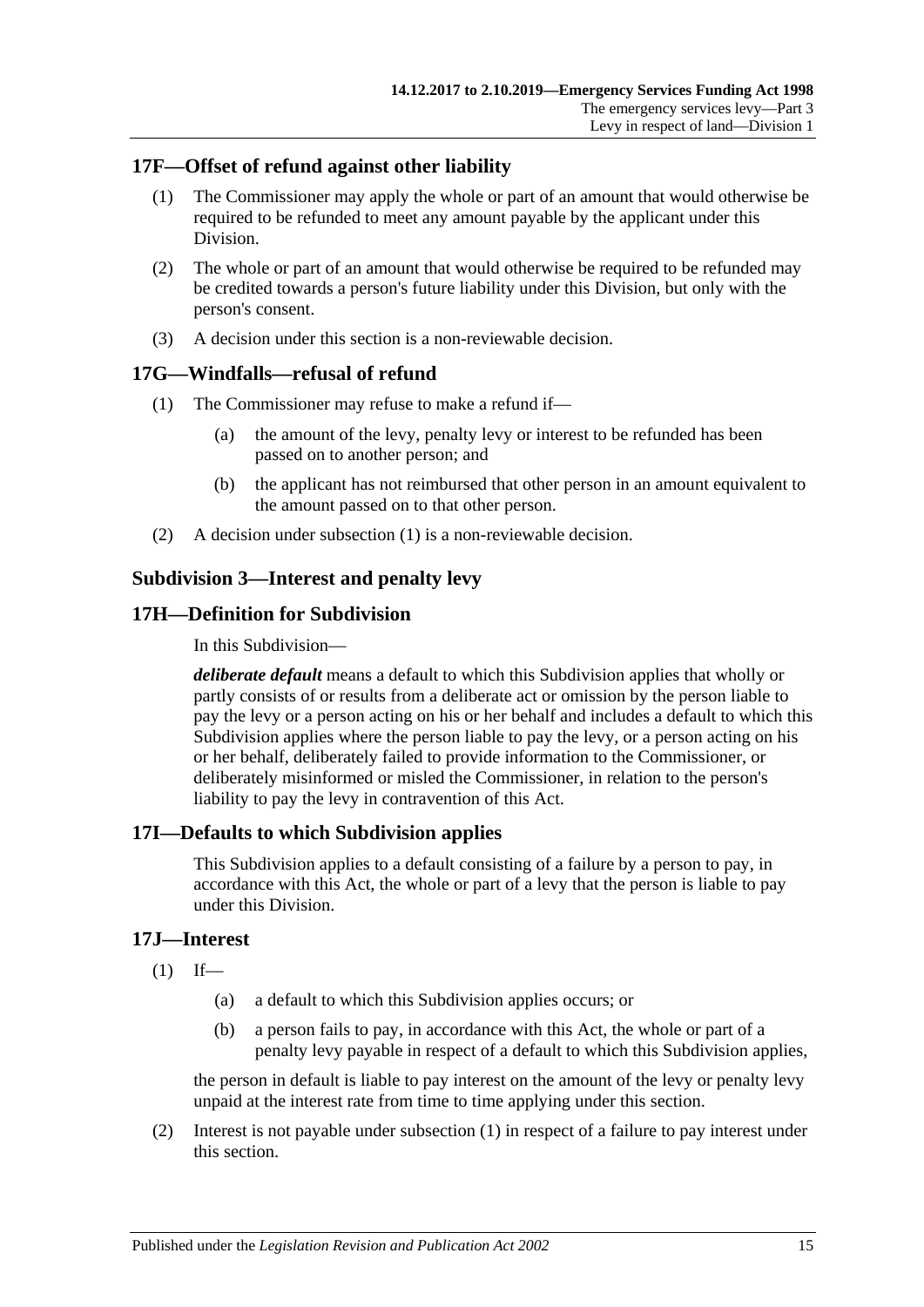## 17F—Offset of refund against other liability

(1) The Commissioner may apply the whole or part of an amount that would otherwise be required to be refunded to meet any amount payable by the applicant under this Division.

(2) The whole or part of an amount that would otherwise be required to be refunded may be credited towards a person's future liability under this Division, but only with the person's consent.

(3) A decision under this section is a non-reviewable decision.

## 17G—Windfalls—refusal of refund

(1) The Commissioner may refuse to make a refund if—

- (a) the amount of the levy, penalty levy or interest to be refunded has been passed on to another person; and
- (b) the applicant has not reimbursed that other person in an amount equivalent to the amount passed on to that other person.

(2) A decision under subsection (1) is a non-reviewable decision.

### Subdivision 3—Interest and penalty levy

## 17H—Definition for Subdivision

In this Subdivision—

***deliberate default*** means a default to which this Subdivision applies that wholly or partly consists of or results from a deliberate act or omission by the person liable to pay the levy or a person acting on his or her behalf and includes a default to which this Subdivision applies where the person liable to pay the levy, or a person acting on his or her behalf, deliberately failed to provide information to the Commissioner, or deliberately misinformed or misled the Commissioner, in relation to the person's liability to pay the levy in contravention of this Act.

## 17I—Defaults to which Subdivision applies

This Subdivision applies to a default consisting of a failure by a person to pay, in accordance with this Act, the whole or part of a levy that the person is liable to pay under this Division.

## 17J—Interest

(1) If—

- (a) a default to which this Subdivision applies occurs; or
- (b) a person fails to pay, in accordance with this Act, the whole or part of a penalty levy payable in respect of a default to which this Subdivision applies,

the person in default is liable to pay interest on the amount of the levy or penalty levy unpaid at the interest rate from time to time applying under this section.

(2) Interest is not payable under subsection (1) in respect of a failure to pay interest under this section.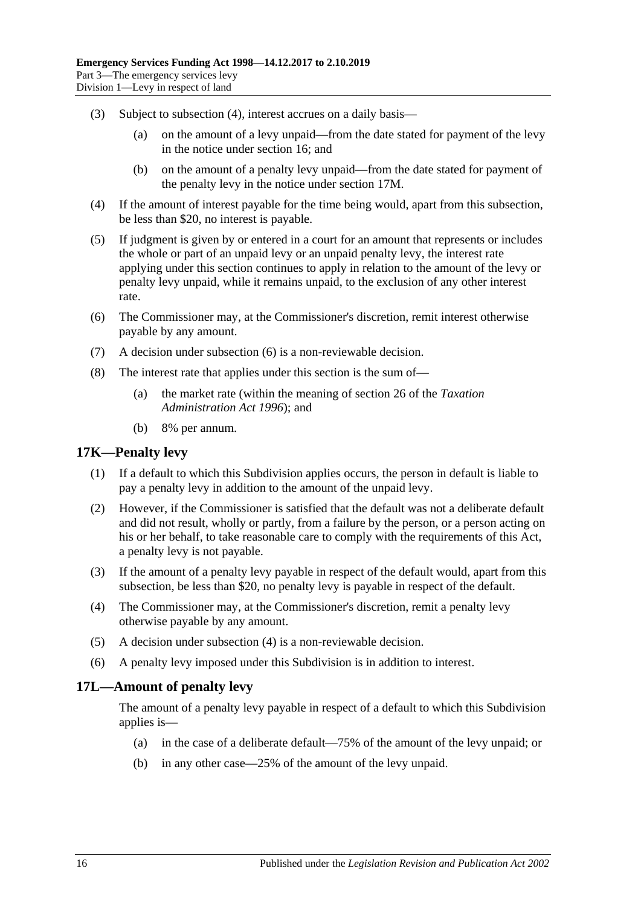(3) Subject to subsection (4), interest accrues on a daily basis—

(a) on the amount of a levy unpaid—from the date stated for payment of the levy in the notice under section 16; and

(b) on the amount of a penalty levy unpaid—from the date stated for payment of the penalty levy in the notice under section 17M.

(4) If the amount of interest payable for the time being would, apart from this subsection, be less than $20, no interest is payable.

(5) If judgment is given by or entered in a court for an amount that represents or includes the whole or part of an unpaid levy or an unpaid penalty levy, the interest rate applying under this section continues to apply in relation to the amount of the levy or penalty levy unpaid, while it remains unpaid, to the exclusion of any other interest rate.

(6) The Commissioner may, at the Commissioner's discretion, remit interest otherwise payable by any amount.

(7) A decision under subsection (6) is a non-reviewable decision.

(8) The interest rate that applies under this section is the sum of—

(a) the market rate (within the meaning of section 26 of the *Taxation Administration Act 1996*); and

(b) 8% per annum.

## 17K—Penalty levy

(1) If a default to which this Subdivision applies occurs, the person in default is liable to pay a penalty levy in addition to the amount of the unpaid levy.

(2) However, if the Commissioner is satisfied that the default was not a deliberate default and did not result, wholly or partly, from a failure by the person, or a person acting on his or her behalf, to take reasonable care to comply with the requirements of this Act, a penalty levy is not payable.

(3) If the amount of a penalty levy payable in respect of the default would, apart from this subsection, be less than $20, no penalty levy is payable in respect of the default.

(4) The Commissioner may, at the Commissioner's discretion, remit a penalty levy otherwise payable by any amount.

(5) A decision under subsection (4) is a non-reviewable decision.

(6) A penalty levy imposed under this Subdivision is in addition to interest.

## 17L—Amount of penalty levy

The amount of a penalty levy payable in respect of a default to which this Subdivision applies is—

(a) in the case of a deliberate default—75% of the amount of the levy unpaid; or

(b) in any other case—25% of the amount of the levy unpaid.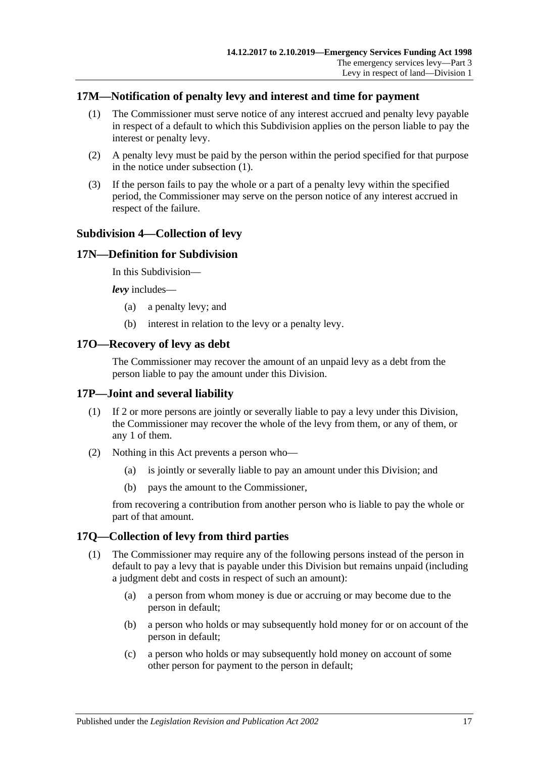## 17M—Notification of penalty levy and interest and time for payment

(1) The Commissioner must serve notice of any interest accrued and penalty levy payable in respect of a default to which this Subdivision applies on the person liable to pay the interest or penalty levy.

(2) A penalty levy must be paid by the person within the period specified for that purpose in the notice under subsection (1).

(3) If the person fails to pay the whole or a part of a penalty levy within the specified period, the Commissioner may serve on the person notice of any interest accrued in respect of the failure.

### Subdivision 4—Collection of levy

## 17N—Definition for Subdivision

In this Subdivision—

***levy*** includes—

(a) a penalty levy; and

(b) interest in relation to the levy or a penalty levy.

## 17O—Recovery of levy as debt

The Commissioner may recover the amount of an unpaid levy as a debt from the person liable to pay the amount under this Division.

## 17P—Joint and several liability

(1) If 2 or more persons are jointly or severally liable to pay a levy under this Division, the Commissioner may recover the whole of the levy from them, or any of them, or any 1 of them.

(2) Nothing in this Act prevents a person who—

(a) is jointly or severally liable to pay an amount under this Division; and

(b) pays the amount to the Commissioner,

from recovering a contribution from another person who is liable to pay the whole or part of that amount.

## 17Q—Collection of levy from third parties

(1) The Commissioner may require any of the following persons instead of the person in default to pay a levy that is payable under this Division but remains unpaid (including a judgment debt and costs in respect of such an amount):

(a) a person from whom money is due or accruing or may become due to the person in default;

(b) a person who holds or may subsequently hold money for or on account of the person in default;

(c) a person who holds or may subsequently hold money on account of some other person for payment to the person in default;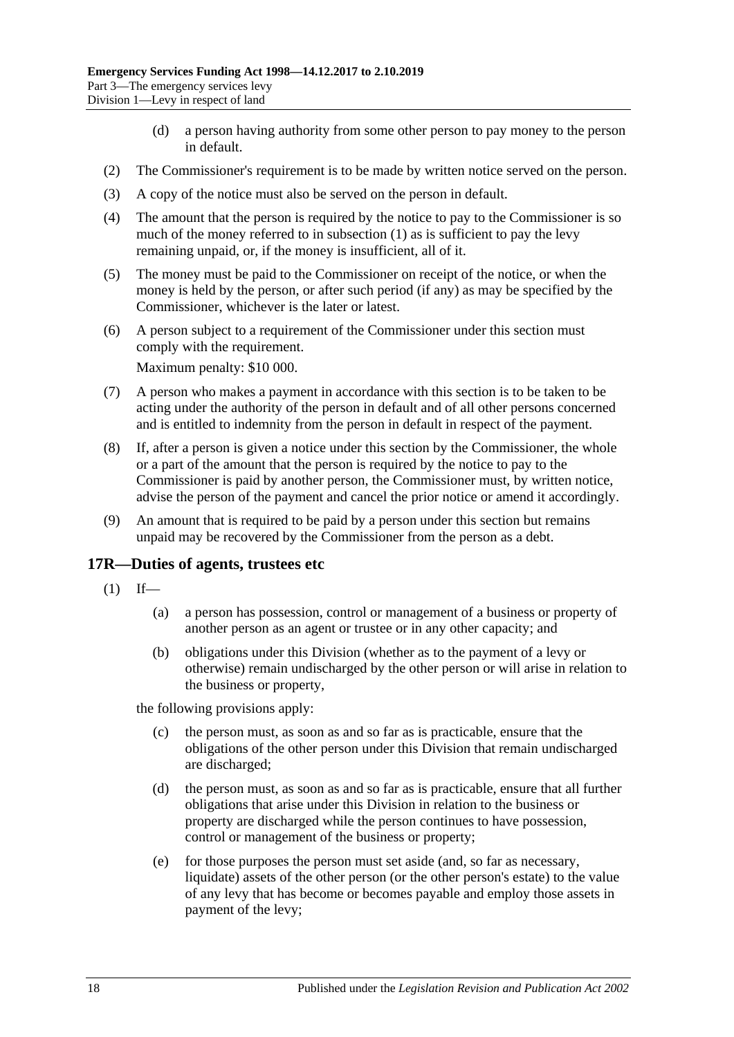(d) a person having authority from some other person to pay money to the person in default.

(2) The Commissioner's requirement is to be made by written notice served on the person.

(3) A copy of the notice must also be served on the person in default.

(4) The amount that the person is required by the notice to pay to the Commissioner is so much of the money referred to in subsection (1) as is sufficient to pay the levy remaining unpaid, or, if the money is insufficient, all of it.

(5) The money must be paid to the Commissioner on receipt of the notice, or when the money is held by the person, or after such period (if any) as may be specified by the Commissioner, whichever is the later or latest.

(6) A person subject to a requirement of the Commissioner under this section must comply with the requirement.

Maximum penalty: $10 000.

(7) A person who makes a payment in accordance with this section is to be taken to be acting under the authority of the person in default and of all other persons concerned and is entitled to indemnity from the person in default in respect of the payment.

(8) If, after a person is given a notice under this section by the Commissioner, the whole or a part of the amount that the person is required by the notice to pay to the Commissioner is paid by another person, the Commissioner must, by written notice, advise the person of the payment and cancel the prior notice or amend it accordingly.

(9) An amount that is required to be paid by a person under this section but remains unpaid may be recovered by the Commissioner from the person as a debt.

## 17R—Duties of agents, trustees etc

(1) If—

(a) a person has possession, control or management of a business or property of another person as an agent or trustee or in any other capacity; and

(b) obligations under this Division (whether as to the payment of a levy or otherwise) remain undischarged by the other person or will arise in relation to the business or property,

the following provisions apply:

(c) the person must, as soon as and so far as is practicable, ensure that the obligations of the other person under this Division that remain undischarged are discharged;

(d) the person must, as soon as and so far as is practicable, ensure that all further obligations that arise under this Division in relation to the business or property are discharged while the person continues to have possession, control or management of the business or property;

(e) for those purposes the person must set aside (and, so far as necessary, liquidate) assets of the other person (or the other person's estate) to the value of any levy that has become or becomes payable and employ those assets in payment of the levy;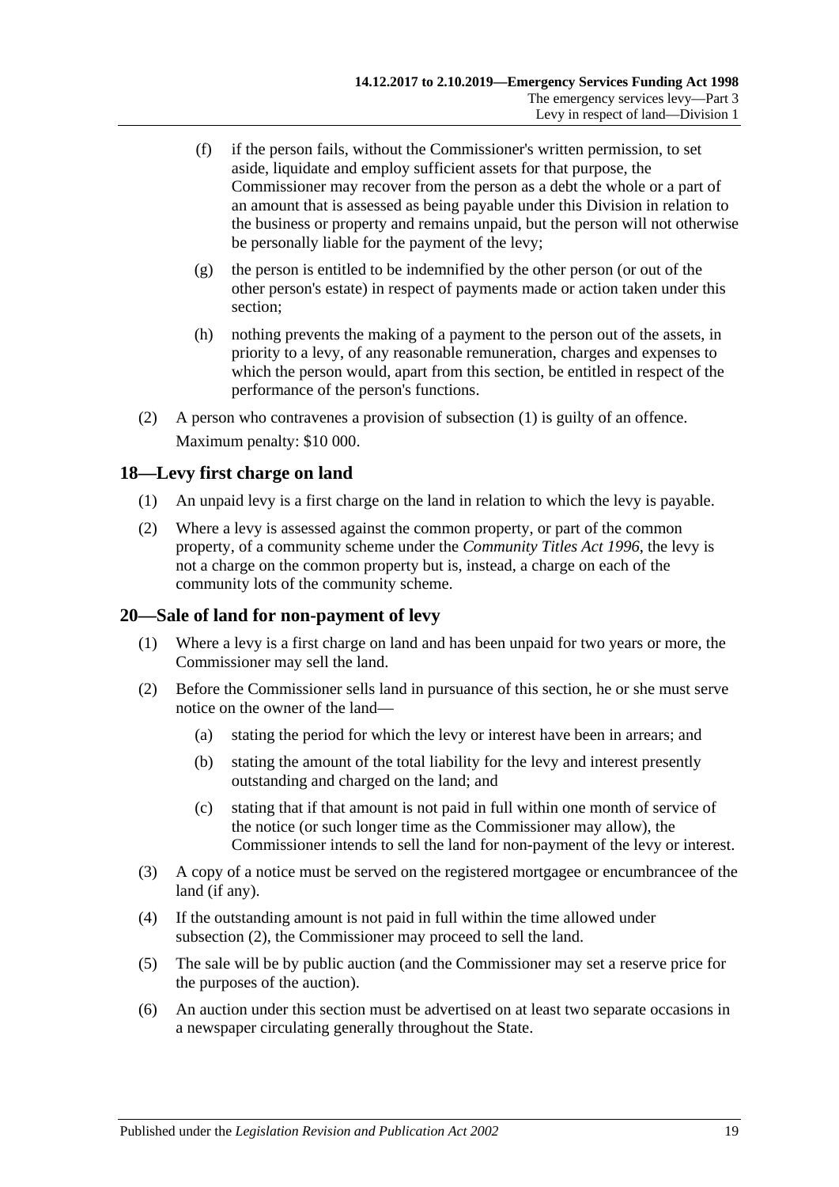(f) if the person fails, without the Commissioner's written permission, to set aside, liquidate and employ sufficient assets for that purpose, the Commissioner may recover from the person as a debt the whole or a part of an amount that is assessed as being payable under this Division in relation to the business or property and remains unpaid, but the person will not otherwise be personally liable for the payment of the levy;

(g) the person is entitled to be indemnified by the other person (or out of the other person's estate) in respect of payments made or action taken under this section;

(h) nothing prevents the making of a payment to the person out of the assets, in priority to a levy, of any reasonable remuneration, charges and expenses to which the person would, apart from this section, be entitled in respect of the performance of the person's functions.

(2) A person who contravenes a provision of subsection (1) is guilty of an offence.

Maximum penalty: $10 000.

## 18—Levy first charge on land

(1) An unpaid levy is a first charge on the land in relation to which the levy is payable.

(2) Where a levy is assessed against the common property, or part of the common property, of a community scheme under the *Community Titles Act 1996*, the levy is not a charge on the common property but is, instead, a charge on each of the community lots of the community scheme.

## 20—Sale of land for non-payment of levy

(1) Where a levy is a first charge on land and has been unpaid for two years or more, the Commissioner may sell the land.

(2) Before the Commissioner sells land in pursuance of this section, he or she must serve notice on the owner of the land—

(a) stating the period for which the levy or interest have been in arrears; and

(b) stating the amount of the total liability for the levy and interest presently outstanding and charged on the land; and

(c) stating that if that amount is not paid in full within one month of service of the notice (or such longer time as the Commissioner may allow), the Commissioner intends to sell the land for non-payment of the levy or interest.

(3) A copy of a notice must be served on the registered mortgagee or encumbrancee of the land (if any).

(4) If the outstanding amount is not paid in full within the time allowed under subsection (2), the Commissioner may proceed to sell the land.

(5) The sale will be by public auction (and the Commissioner may set a reserve price for the purposes of the auction).

(6) An auction under this section must be advertised on at least two separate occasions in a newspaper circulating generally throughout the State.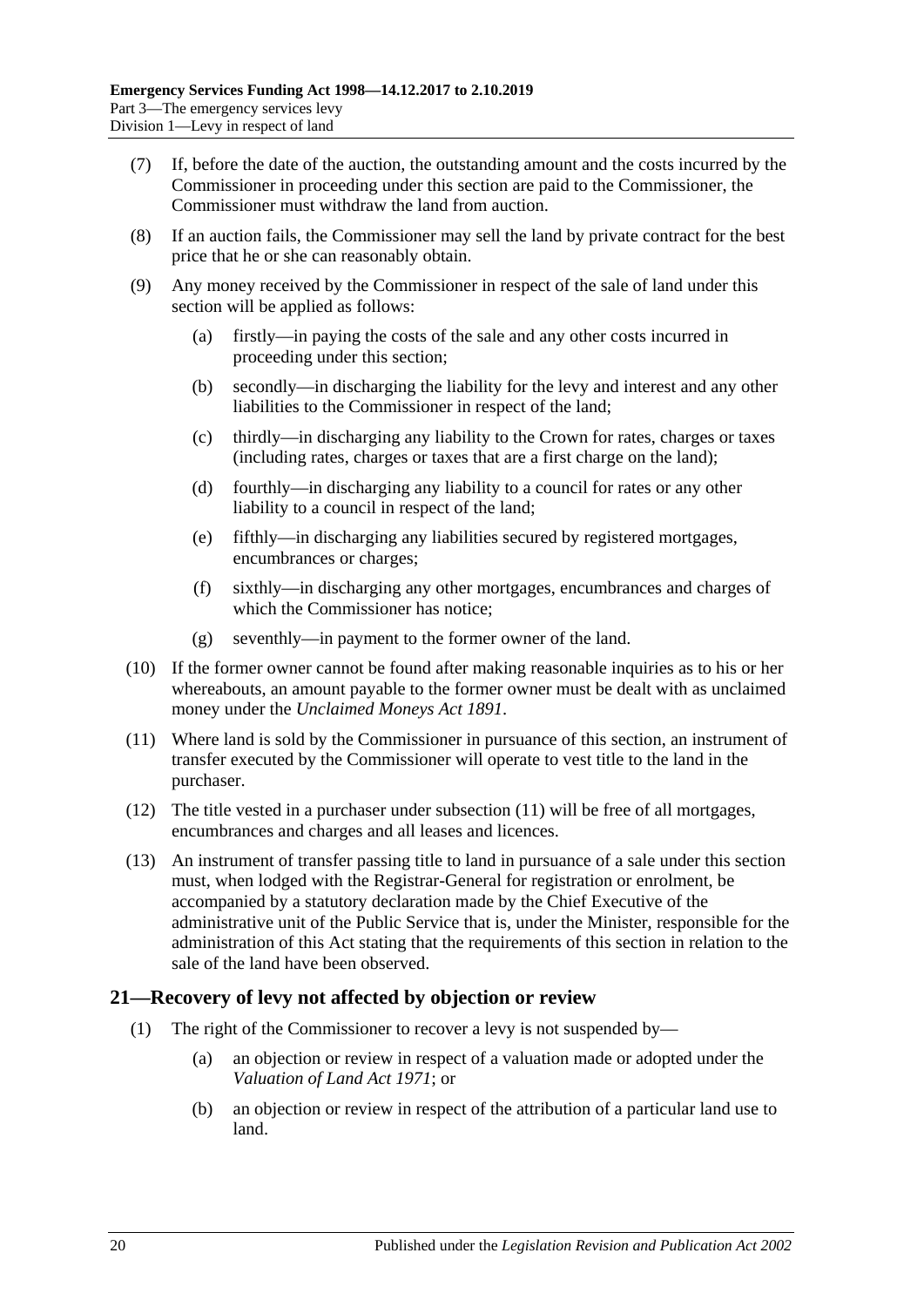(7) If, before the date of the auction, the outstanding amount and the costs incurred by the Commissioner in proceeding under this section are paid to the Commissioner, the Commissioner must withdraw the land from auction.

(8) If an auction fails, the Commissioner may sell the land by private contract for the best price that he or she can reasonably obtain.

(9) Any money received by the Commissioner in respect of the sale of land under this section will be applied as follows:

(a) firstly—in paying the costs of the sale and any other costs incurred in proceeding under this section;

(b) secondly—in discharging the liability for the levy and interest and any other liabilities to the Commissioner in respect of the land;

(c) thirdly—in discharging any liability to the Crown for rates, charges or taxes (including rates, charges or taxes that are a first charge on the land);

(d) fourthly—in discharging any liability to a council for rates or any other liability to a council in respect of the land;

(e) fifthly—in discharging any liabilities secured by registered mortgages, encumbrances or charges;

(f) sixthly—in discharging any other mortgages, encumbrances and charges of which the Commissioner has notice;

(g) seventhly—in payment to the former owner of the land.

(10) If the former owner cannot be found after making reasonable inquiries as to his or her whereabouts, an amount payable to the former owner must be dealt with as unclaimed money under the *Unclaimed Moneys Act 1891*.

(11) Where land is sold by the Commissioner in pursuance of this section, an instrument of transfer executed by the Commissioner will operate to vest title to the land in the purchaser.

(12) The title vested in a purchaser under subsection (11) will be free of all mortgages, encumbrances and charges and all leases and licences.

(13) An instrument of transfer passing title to land in pursuance of a sale under this section must, when lodged with the Registrar-General for registration or enrolment, be accompanied by a statutory declaration made by the Chief Executive of the administrative unit of the Public Service that is, under the Minister, responsible for the administration of this Act stating that the requirements of this section in relation to the sale of the land have been observed.

## 21—Recovery of levy not affected by objection or review

(1) The right of the Commissioner to recover a levy is not suspended by—

(a) an objection or review in respect of a valuation made or adopted under the *Valuation of Land Act 1971*; or

(b) an objection or review in respect of the attribution of a particular land use to land.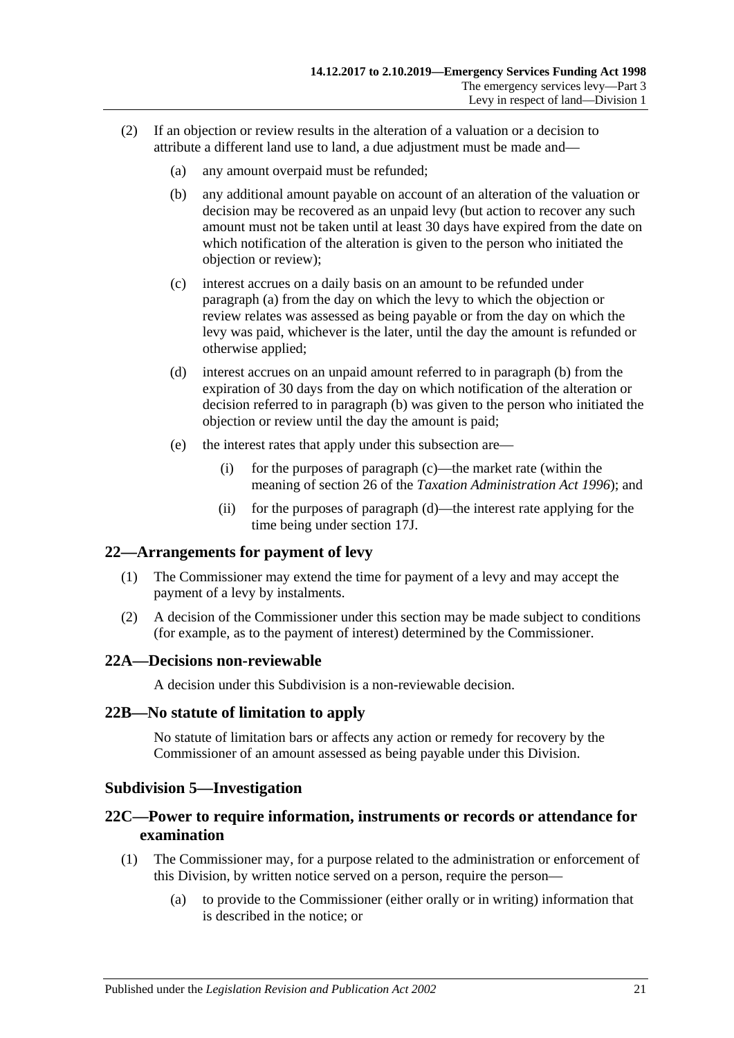(2) If an objection or review results in the alteration of a valuation or a decision to attribute a different land use to land, a due adjustment must be made and—

(a) any amount overpaid must be refunded;

(b) any additional amount payable on account of an alteration of the valuation or decision may be recovered as an unpaid levy (but action to recover any such amount must not be taken until at least 30 days have expired from the date on which notification of the alteration is given to the person who initiated the objection or review);

(c) interest accrues on a daily basis on an amount to be refunded under paragraph (a) from the day on which the levy to which the objection or review relates was assessed as being payable or from the day on which the levy was paid, whichever is the later, until the day the amount is refunded or otherwise applied;

(d) interest accrues on an unpaid amount referred to in paragraph (b) from the expiration of 30 days from the day on which notification of the alteration or decision referred to in paragraph (b) was given to the person who initiated the objection or review until the day the amount is paid;

(e) the interest rates that apply under this subsection are—

(i) for the purposes of paragraph (c)—the market rate (within the meaning of section 26 of the *Taxation Administration Act 1996*); and

(ii) for the purposes of paragraph (d)—the interest rate applying for the time being under section 17J.

## 22—Arrangements for payment of levy

(1) The Commissioner may extend the time for payment of a levy and may accept the payment of a levy by instalments.

(2) A decision of the Commissioner under this section may be made subject to conditions (for example, as to the payment of interest) determined by the Commissioner.

## 22A—Decisions non-reviewable

A decision under this Subdivision is a non-reviewable decision.

## 22B—No statute of limitation to apply

No statute of limitation bars or affects any action or remedy for recovery by the Commissioner of an amount assessed as being payable under this Division.

### Subdivision 5—Investigation

## 22C—Power to require information, instruments or records or attendance for examination

(1) The Commissioner may, for a purpose related to the administration or enforcement of this Division, by written notice served on a person, require the person—

(a) to provide to the Commissioner (either orally or in writing) information that is described in the notice; or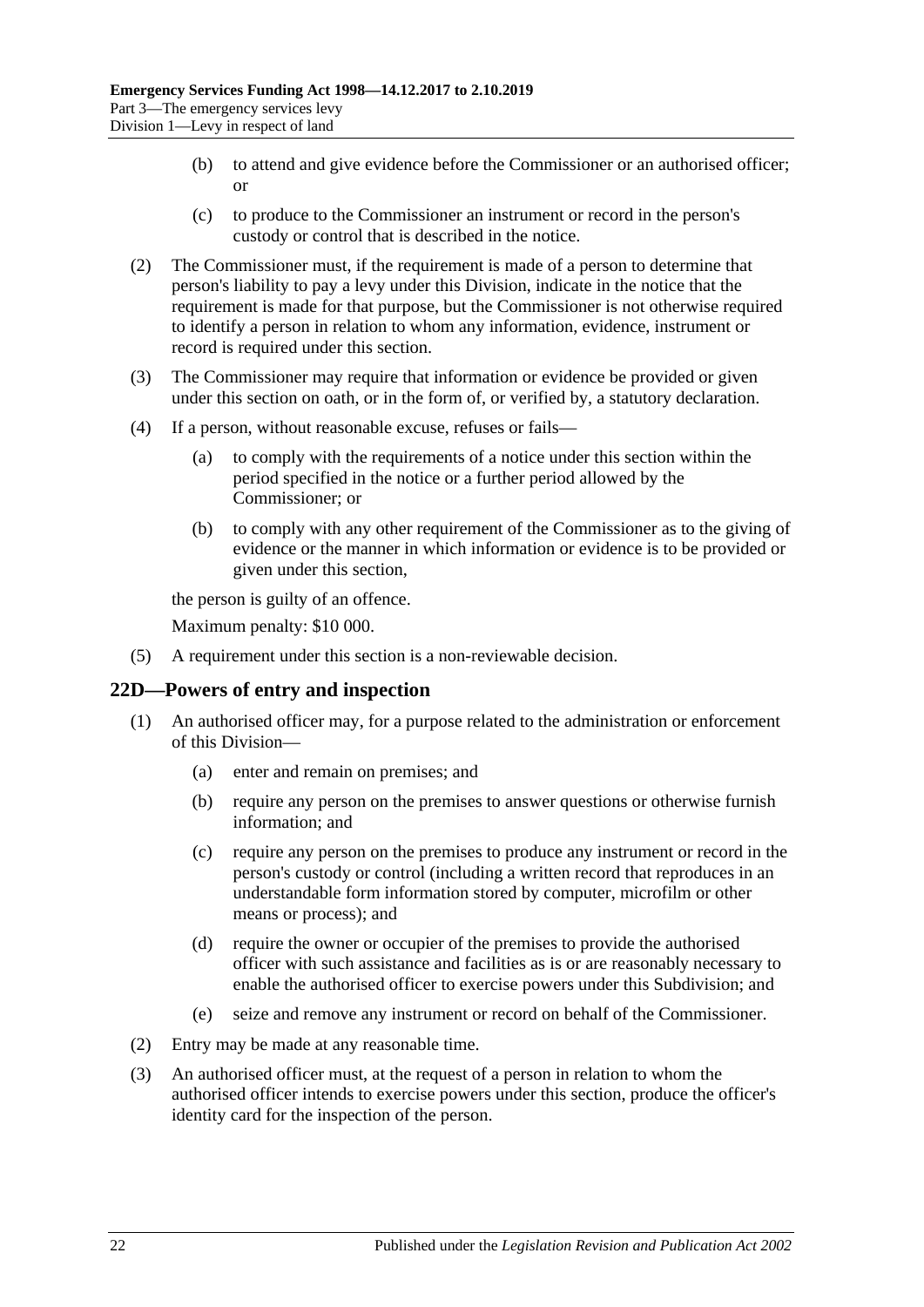(b) to attend and give evidence before the Commissioner or an authorised officer; or

(c) to produce to the Commissioner an instrument or record in the person's custody or control that is described in the notice.

(2) The Commissioner must, if the requirement is made of a person to determine that person's liability to pay a levy under this Division, indicate in the notice that the requirement is made for that purpose, but the Commissioner is not otherwise required to identify a person in relation to whom any information, evidence, instrument or record is required under this section.

(3) The Commissioner may require that information or evidence be provided or given under this section on oath, or in the form of, or verified by, a statutory declaration.

(4) If a person, without reasonable excuse, refuses or fails—

(a) to comply with the requirements of a notice under this section within the period specified in the notice or a further period allowed by the Commissioner; or

(b) to comply with any other requirement of the Commissioner as to the giving of evidence or the manner in which information or evidence is to be provided or given under this section,

the person is guilty of an offence.

Maximum penalty: $10 000.

(5) A requirement under this section is a non-reviewable decision.

## 22D—Powers of entry and inspection

(1) An authorised officer may, for a purpose related to the administration or enforcement of this Division—

(a) enter and remain on premises; and

(b) require any person on the premises to answer questions or otherwise furnish information; and

(c) require any person on the premises to produce any instrument or record in the person's custody or control (including a written record that reproduces in an understandable form information stored by computer, microfilm or other means or process); and

(d) require the owner or occupier of the premises to provide the authorised officer with such assistance and facilities as is or are reasonably necessary to enable the authorised officer to exercise powers under this Subdivision; and

(e) seize and remove any instrument or record on behalf of the Commissioner.

(2) Entry may be made at any reasonable time.

(3) An authorised officer must, at the request of a person in relation to whom the authorised officer intends to exercise powers under this section, produce the officer's identity card for the inspection of the person.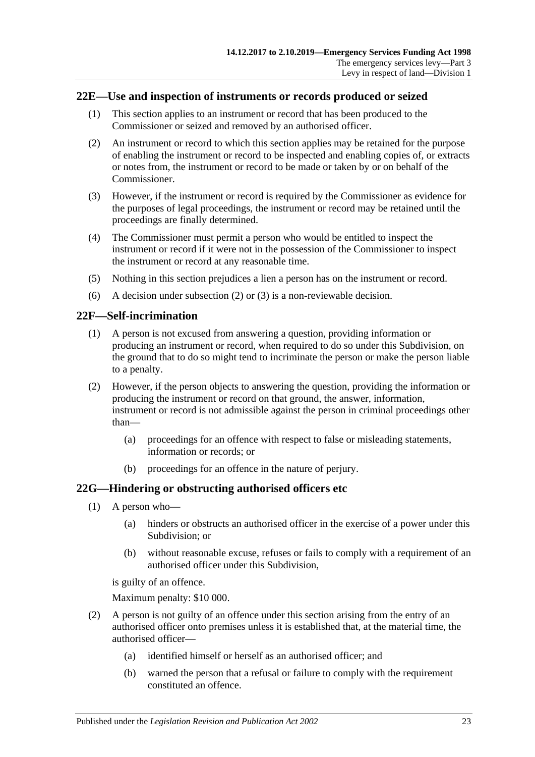## 22E—Use and inspection of instruments or records produced or seized

(1) This section applies to an instrument or record that has been produced to the Commissioner or seized and removed by an authorised officer.

(2) An instrument or record to which this section applies may be retained for the purpose of enabling the instrument or record to be inspected and enabling copies of, or extracts or notes from, the instrument or record to be made or taken by or on behalf of the Commissioner.

(3) However, if the instrument or record is required by the Commissioner as evidence for the purposes of legal proceedings, the instrument or record may be retained until the proceedings are finally determined.

(4) The Commissioner must permit a person who would be entitled to inspect the instrument or record if it were not in the possession of the Commissioner to inspect the instrument or record at any reasonable time.

(5) Nothing in this section prejudices a lien a person has on the instrument or record.

(6) A decision under subsection (2) or (3) is a non-reviewable decision.

## 22F—Self-incrimination

(1) A person is not excused from answering a question, providing information or producing an instrument or record, when required to do so under this Subdivision, on the ground that to do so might tend to incriminate the person or make the person liable to a penalty.

(2) However, if the person objects to answering the question, providing the information or producing the instrument or record on that ground, the answer, information, instrument or record is not admissible against the person in criminal proceedings other than—

 (a) proceedings for an offence with respect to false or misleading statements, information or records; or

 (b) proceedings for an offence in the nature of perjury.

## 22G—Hindering or obstructing authorised officers etc

(1) A person who—

 (a) hinders or obstructs an authorised officer in the exercise of a power under this Subdivision; or

 (b) without reasonable excuse, refuses or fails to comply with a requirement of an authorised officer under this Subdivision,

is guilty of an offence.

Maximum penalty: $10 000.

(2) A person is not guilty of an offence under this section arising from the entry of an authorised officer onto premises unless it is established that, at the material time, the authorised officer—

 (a) identified himself or herself as an authorised officer; and

 (b) warned the person that a refusal or failure to comply with the requirement constituted an offence.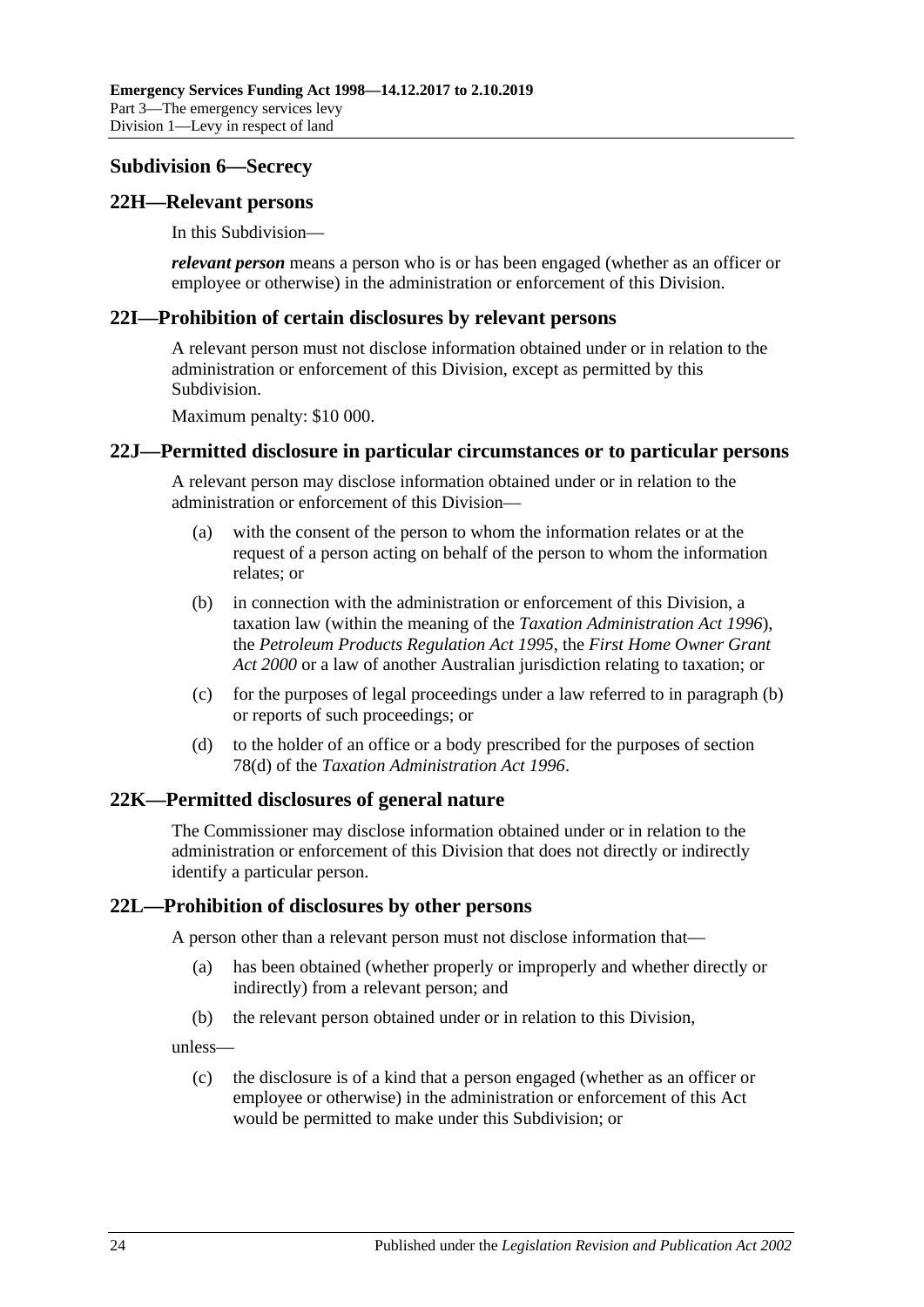### Subdivision 6—Secrecy

#### 22H—Relevant persons

In this Subdivision—

***relevant person*** means a person who is or has been engaged (whether as an officer or employee or otherwise) in the administration or enforcement of this Division.

#### 22I—Prohibition of certain disclosures by relevant persons

A relevant person must not disclose information obtained under or in relation to the administration or enforcement of this Division, except as permitted by this Subdivision.

Maximum penalty: $10 000.

#### 22J—Permitted disclosure in particular circumstances or to particular persons

A relevant person may disclose information obtained under or in relation to the administration or enforcement of this Division—

(a) with the consent of the person to whom the information relates or at the request of a person acting on behalf of the person to whom the information relates; or

(b) in connection with the administration or enforcement of this Division, a taxation law (within the meaning of the *Taxation Administration Act 1996*), the *Petroleum Products Regulation Act 1995*, the *First Home Owner Grant Act 2000* or a law of another Australian jurisdiction relating to taxation; or

(c) for the purposes of legal proceedings under a law referred to in paragraph (b) or reports of such proceedings; or

(d) to the holder of an office or a body prescribed for the purposes of section 78(d) of the *Taxation Administration Act 1996*.

#### 22K—Permitted disclosures of general nature

The Commissioner may disclose information obtained under or in relation to the administration or enforcement of this Division that does not directly or indirectly identify a particular person.

#### 22L—Prohibition of disclosures by other persons

A person other than a relevant person must not disclose information that—

(a) has been obtained (whether properly or improperly and whether directly or indirectly) from a relevant person; and

(b) the relevant person obtained under or in relation to this Division,

unless—

(c) the disclosure is of a kind that a person engaged (whether as an officer or employee or otherwise) in the administration or enforcement of this Act would be permitted to make under this Subdivision; or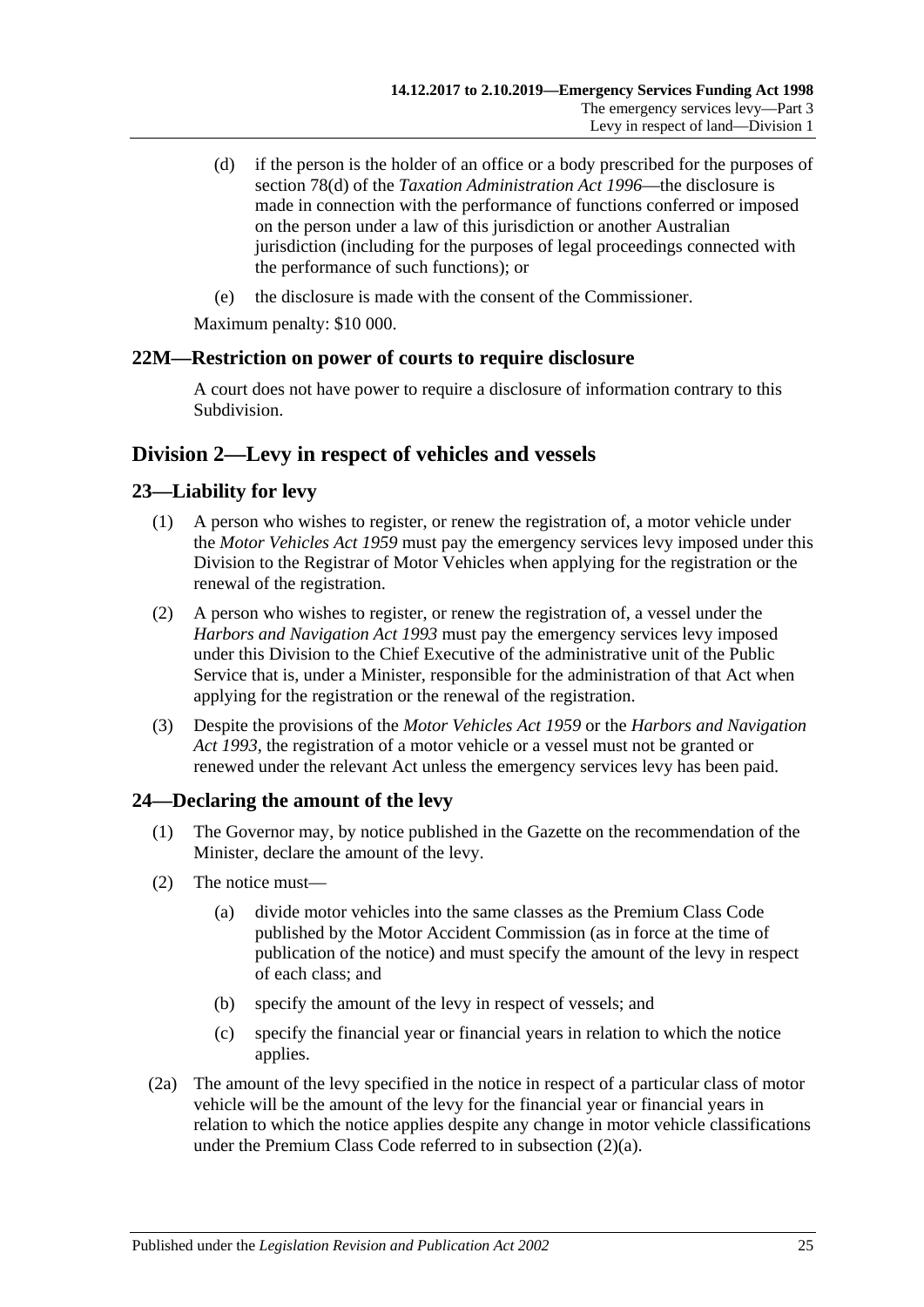(d) if the person is the holder of an office or a body prescribed for the purposes of section 78(d) of the *Taxation Administration Act 1996*—the disclosure is made in connection with the performance of functions conferred or imposed on the person under a law of this jurisdiction or another Australian jurisdiction (including for the purposes of legal proceedings connected with the performance of such functions); or

(e) the disclosure is made with the consent of the Commissioner.

Maximum penalty: $10 000.

### 22M—Restriction on power of courts to require disclosure

A court does not have power to require a disclosure of information contrary to this Subdivision.

## Division 2—Levy in respect of vehicles and vessels

### 23—Liability for levy

(1) A person who wishes to register, or renew the registration of, a motor vehicle under the *Motor Vehicles Act 1959* must pay the emergency services levy imposed under this Division to the Registrar of Motor Vehicles when applying for the registration or the renewal of the registration.

(2) A person who wishes to register, or renew the registration of, a vessel under the *Harbors and Navigation Act 1993* must pay the emergency services levy imposed under this Division to the Chief Executive of the administrative unit of the Public Service that is, under a Minister, responsible for the administration of that Act when applying for the registration or the renewal of the registration.

(3) Despite the provisions of the *Motor Vehicles Act 1959* or the *Harbors and Navigation Act 1993*, the registration of a motor vehicle or a vessel must not be granted or renewed under the relevant Act unless the emergency services levy has been paid.

### 24—Declaring the amount of the levy

(1) The Governor may, by notice published in the Gazette on the recommendation of the Minister, declare the amount of the levy.

(2) The notice must—

(a) divide motor vehicles into the same classes as the Premium Class Code published by the Motor Accident Commission (as in force at the time of publication of the notice) and must specify the amount of the levy in respect of each class; and

(b) specify the amount of the levy in respect of vessels; and

(c) specify the financial year or financial years in relation to which the notice applies.

(2a) The amount of the levy specified in the notice in respect of a particular class of motor vehicle will be the amount of the levy for the financial year or financial years in relation to which the notice applies despite any change in motor vehicle classifications under the Premium Class Code referred to in subsection (2)(a).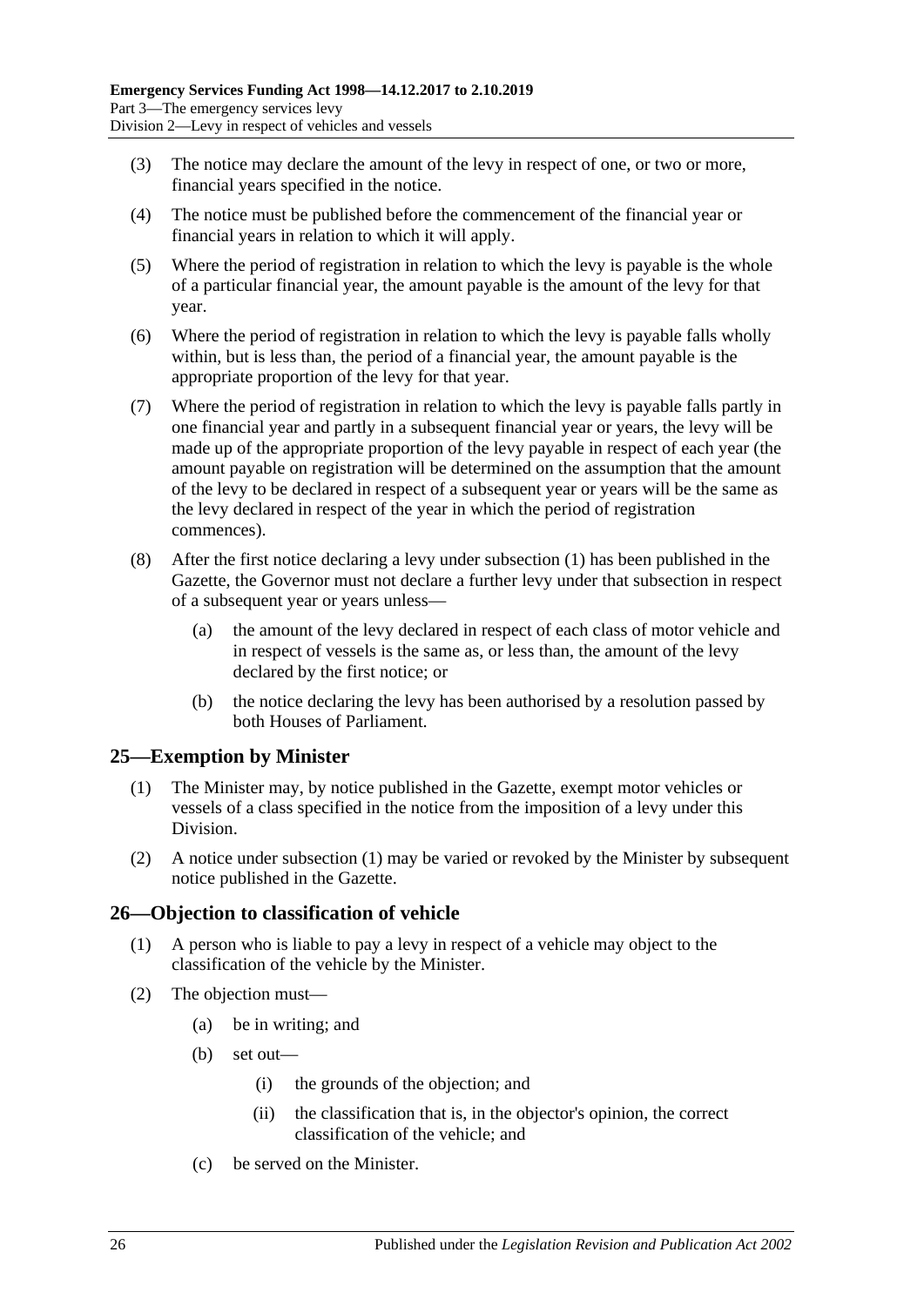(3) The notice may declare the amount of the levy in respect of one, or two or more, financial years specified in the notice.

(4) The notice must be published before the commencement of the financial year or financial years in relation to which it will apply.

(5) Where the period of registration in relation to which the levy is payable is the whole of a particular financial year, the amount payable is the amount of the levy for that year.

(6) Where the period of registration in relation to which the levy is payable falls wholly within, but is less than, the period of a financial year, the amount payable is the appropriate proportion of the levy for that year.

(7) Where the period of registration in relation to which the levy is payable falls partly in one financial year and partly in a subsequent financial year or years, the levy will be made up of the appropriate proportion of the levy payable in respect of each year (the amount payable on registration will be determined on the assumption that the amount of the levy to be declared in respect of a subsequent year or years will be the same as the levy declared in respect of the year in which the period of registration commences).

(8) After the first notice declaring a levy under subsection (1) has been published in the Gazette, the Governor must not declare a further levy under that subsection in respect of a subsequent year or years unless—

(a) the amount of the levy declared in respect of each class of motor vehicle and in respect of vessels is the same as, or less than, the amount of the levy declared by the first notice; or

(b) the notice declaring the levy has been authorised by a resolution passed by both Houses of Parliament.

## 25—Exemption by Minister

(1) The Minister may, by notice published in the Gazette, exempt motor vehicles or vessels of a class specified in the notice from the imposition of a levy under this Division.

(2) A notice under subsection (1) may be varied or revoked by the Minister by subsequent notice published in the Gazette.

## 26—Objection to classification of vehicle

(1) A person who is liable to pay a levy in respect of a vehicle may object to the classification of the vehicle by the Minister.

(2) The objection must—

(a) be in writing; and

(b) set out—

(i) the grounds of the objection; and

(ii) the classification that is, in the objector's opinion, the correct classification of the vehicle; and

(c) be served on the Minister.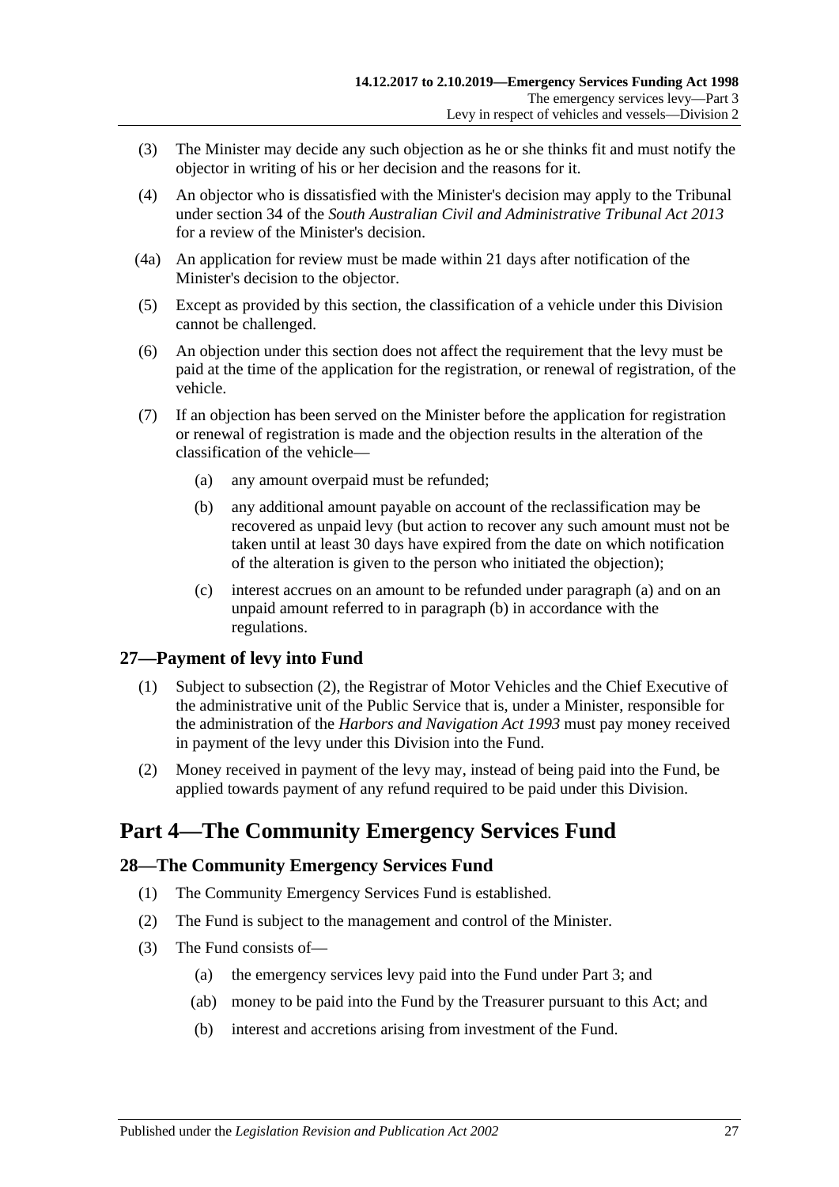(3) The Minister may decide any such objection as he or she thinks fit and must notify the objector in writing of his or her decision and the reasons for it.

(4) An objector who is dissatisfied with the Minister's decision may apply to the Tribunal under section 34 of the *South Australian Civil and Administrative Tribunal Act 2013* for a review of the Minister's decision.

(4a) An application for review must be made within 21 days after notification of the Minister's decision to the objector.

(5) Except as provided by this section, the classification of a vehicle under this Division cannot be challenged.

(6) An objection under this section does not affect the requirement that the levy must be paid at the time of the application for the registration, or renewal of registration, of the vehicle.

(7) If an objection has been served on the Minister before the application for registration or renewal of registration is made and the objection results in the alteration of the classification of the vehicle—

(a) any amount overpaid must be refunded;

(b) any additional amount payable on account of the reclassification may be recovered as unpaid levy (but action to recover any such amount must not be taken until at least 30 days have expired from the date on which notification of the alteration is given to the person who initiated the objection);

(c) interest accrues on an amount to be refunded under paragraph (a) and on an unpaid amount referred to in paragraph (b) in accordance with the regulations.

## 27—Payment of levy into Fund

(1) Subject to subsection (2), the Registrar of Motor Vehicles and the Chief Executive of the administrative unit of the Public Service that is, under a Minister, responsible for the administration of the *Harbors and Navigation Act 1993* must pay money received in payment of the levy under this Division into the Fund.

(2) Money received in payment of the levy may, instead of being paid into the Fund, be applied towards payment of any refund required to be paid under this Division.

# Part 4—The Community Emergency Services Fund

## 28—The Community Emergency Services Fund

(1) The Community Emergency Services Fund is established.

(2) The Fund is subject to the management and control of the Minister.

(3) The Fund consists of—

(a) the emergency services levy paid into the Fund under Part 3; and

(ab) money to be paid into the Fund by the Treasurer pursuant to this Act; and

(b) interest and accretions arising from investment of the Fund.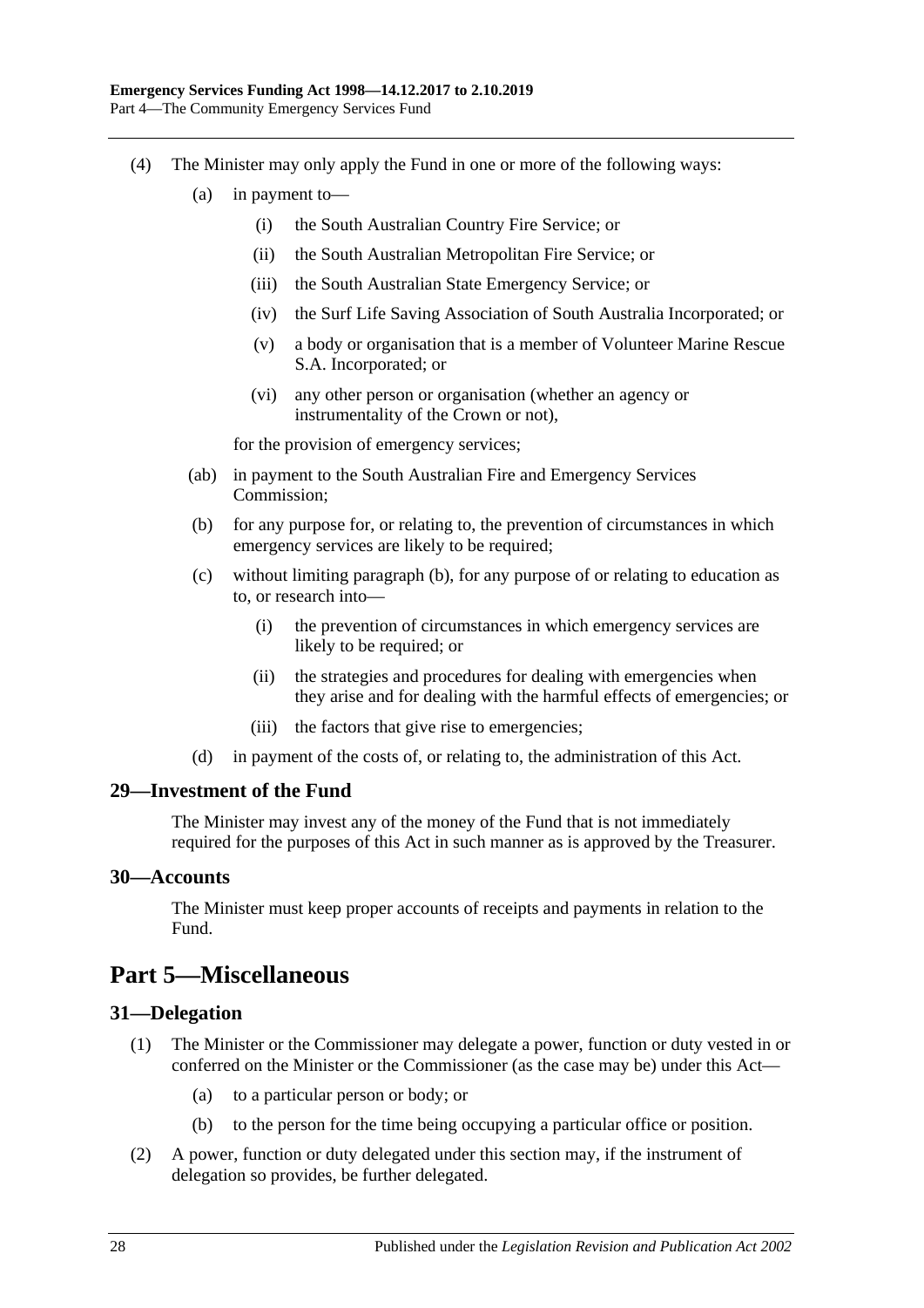(4) The Minister may only apply the Fund in one or more of the following ways:

(a) in payment to—

(i) the South Australian Country Fire Service; or

(ii) the South Australian Metropolitan Fire Service; or

(iii) the South Australian State Emergency Service; or

(iv) the Surf Life Saving Association of South Australia Incorporated; or

(v) a body or organisation that is a member of Volunteer Marine Rescue S.A. Incorporated; or

(vi) any other person or organisation (whether an agency or instrumentality of the Crown or not),

for the provision of emergency services;

(ab) in payment to the South Australian Fire and Emergency Services Commission;

(b) for any purpose for, or relating to, the prevention of circumstances in which emergency services are likely to be required;

(c) without limiting paragraph (b), for any purpose of or relating to education as to, or research into—

(i) the prevention of circumstances in which emergency services are likely to be required; or

(ii) the strategies and procedures for dealing with emergencies when they arise and for dealing with the harmful effects of emergencies; or

(iii) the factors that give rise to emergencies;

(d) in payment of the costs of, or relating to, the administration of this Act.

### 29—Investment of the Fund

The Minister may invest any of the money of the Fund that is not immediately required for the purposes of this Act in such manner as is approved by the Treasurer.

### 30—Accounts

The Minister must keep proper accounts of receipts and payments in relation to the Fund.

## Part 5—Miscellaneous

### 31—Delegation

(1) The Minister or the Commissioner may delegate a power, function or duty vested in or conferred on the Minister or the Commissioner (as the case may be) under this Act—

(a) to a particular person or body; or

(b) to the person for the time being occupying a particular office or position.

(2) A power, function or duty delegated under this section may, if the instrument of delegation so provides, be further delegated.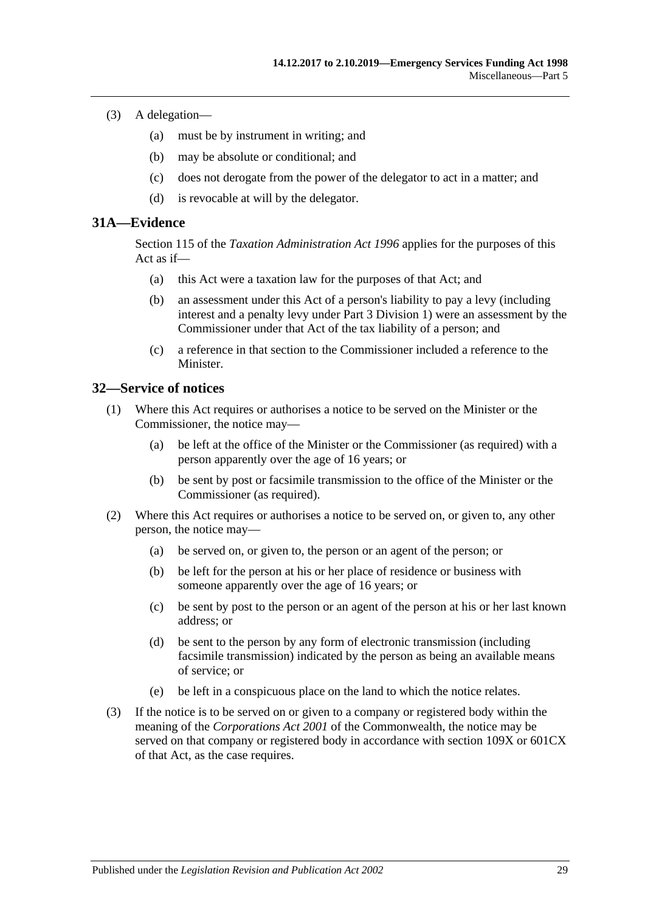(3) A delegation—

  (a) must be by instrument in writing; and

  (b) may be absolute or conditional; and

  (c) does not derogate from the power of the delegator to act in a matter; and

  (d) is revocable at will by the delegator.

## 31A—Evidence

Section 115 of the *Taxation Administration Act 1996* applies for the purposes of this Act as if—

  (a) this Act were a taxation law for the purposes of that Act; and

  (b) an assessment under this Act of a person's liability to pay a levy (including interest and a penalty levy under Part 3 Division 1) were an assessment by the Commissioner under that Act of the tax liability of a person; and

  (c) a reference in that section to the Commissioner included a reference to the Minister.

## 32—Service of notices

(1) Where this Act requires or authorises a notice to be served on the Minister or the Commissioner, the notice may—

  (a) be left at the office of the Minister or the Commissioner (as required) with a person apparently over the age of 16 years; or

  (b) be sent by post or facsimile transmission to the office of the Minister or the Commissioner (as required).

(2) Where this Act requires or authorises a notice to be served on, or given to, any other person, the notice may—

  (a) be served on, or given to, the person or an agent of the person; or

  (b) be left for the person at his or her place of residence or business with someone apparently over the age of 16 years; or

  (c) be sent by post to the person or an agent of the person at his or her last known address; or

  (d) be sent to the person by any form of electronic transmission (including facsimile transmission) indicated by the person as being an available means of service; or

  (e) be left in a conspicuous place on the land to which the notice relates.

(3) If the notice is to be served on or given to a company or registered body within the meaning of the *Corporations Act 2001* of the Commonwealth, the notice may be served on that company or registered body in accordance with section 109X or 601CX of that Act, as the case requires.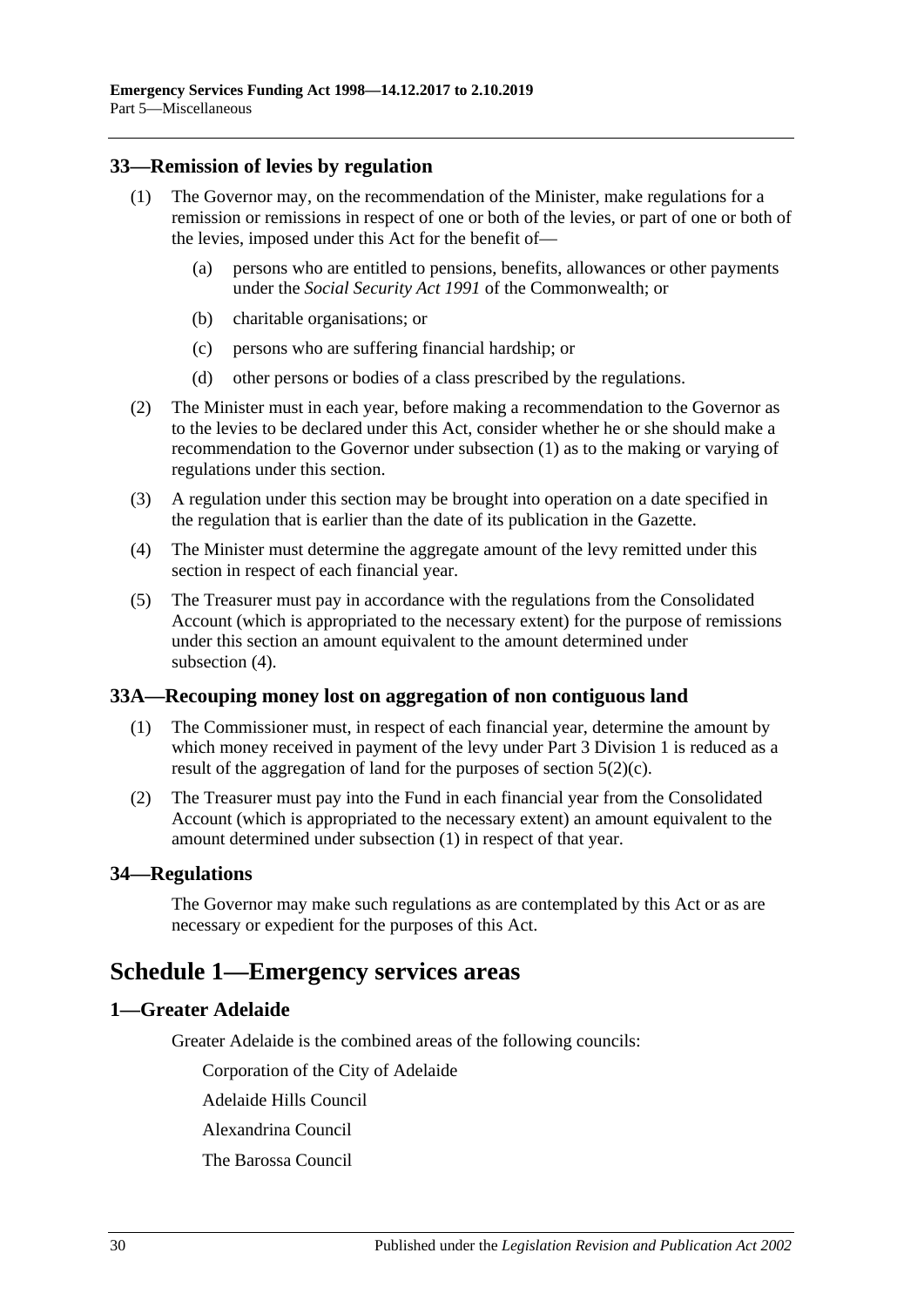## 33—Remission of levies by regulation

(1) The Governor may, on the recommendation of the Minister, make regulations for a remission or remissions in respect of one or both of the levies, or part of one or both of the levies, imposed under this Act for the benefit of—

  (a) persons who are entitled to pensions, benefits, allowances or other payments under the *Social Security Act 1991* of the Commonwealth; or

  (b) charitable organisations; or

  (c) persons who are suffering financial hardship; or

  (d) other persons or bodies of a class prescribed by the regulations.

(2) The Minister must in each year, before making a recommendation to the Governor as to the levies to be declared under this Act, consider whether he or she should make a recommendation to the Governor under subsection (1) as to the making or varying of regulations under this section.

(3) A regulation under this section may be brought into operation on a date specified in the regulation that is earlier than the date of its publication in the Gazette.

(4) The Minister must determine the aggregate amount of the levy remitted under this section in respect of each financial year.

(5) The Treasurer must pay in accordance with the regulations from the Consolidated Account (which is appropriated to the necessary extent) for the purpose of remissions under this section an amount equivalent to the amount determined under subsection (4).

## 33A—Recouping money lost on aggregation of non contiguous land

(1) The Commissioner must, in respect of each financial year, determine the amount by which money received in payment of the levy under Part 3 Division 1 is reduced as a result of the aggregation of land for the purposes of section 5(2)(c).

(2) The Treasurer must pay into the Fund in each financial year from the Consolidated Account (which is appropriated to the necessary extent) an amount equivalent to the amount determined under subsection (1) in respect of that year.

## 34—Regulations

The Governor may make such regulations as are contemplated by this Act or as are necessary or expedient for the purposes of this Act.

# Schedule 1—Emergency services areas

## 1—Greater Adelaide

Greater Adelaide is the combined areas of the following councils:

Corporation of the City of Adelaide

Adelaide Hills Council

Alexandrina Council

The Barossa Council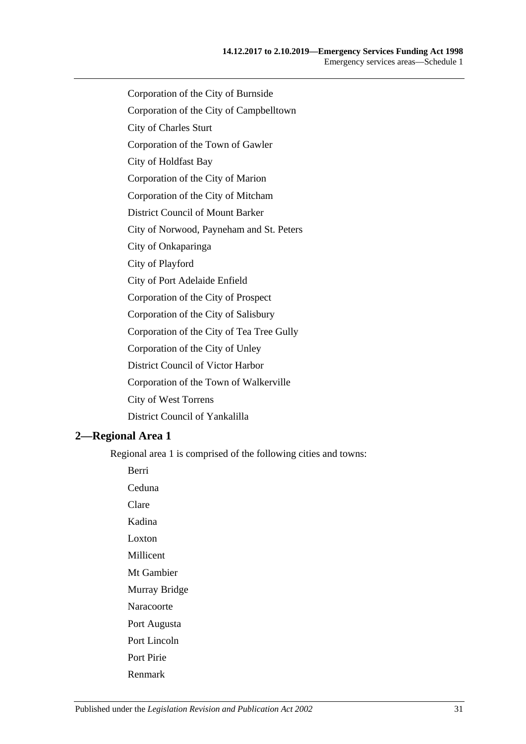Corporation of the City of Burnside

Corporation of the City of Campbelltown

City of Charles Sturt

Corporation of the Town of Gawler

City of Holdfast Bay

Corporation of the City of Marion

Corporation of the City of Mitcham

District Council of Mount Barker

City of Norwood, Payneham and St. Peters

City of Onkaparinga

City of Playford

City of Port Adelaide Enfield

Corporation of the City of Prospect

Corporation of the City of Salisbury

Corporation of the City of Tea Tree Gully

Corporation of the City of Unley

District Council of Victor Harbor

Corporation of the Town of Walkerville

City of West Torrens

District Council of Yankalilla

## 2—Regional Area 1

Regional area 1 is comprised of the following cities and towns:

Berri

Ceduna

Clare

Kadina

Loxton

Millicent

Mt Gambier

Murray Bridge

Naracoorte

Port Augusta

Port Lincoln

Port Pirie

Renmark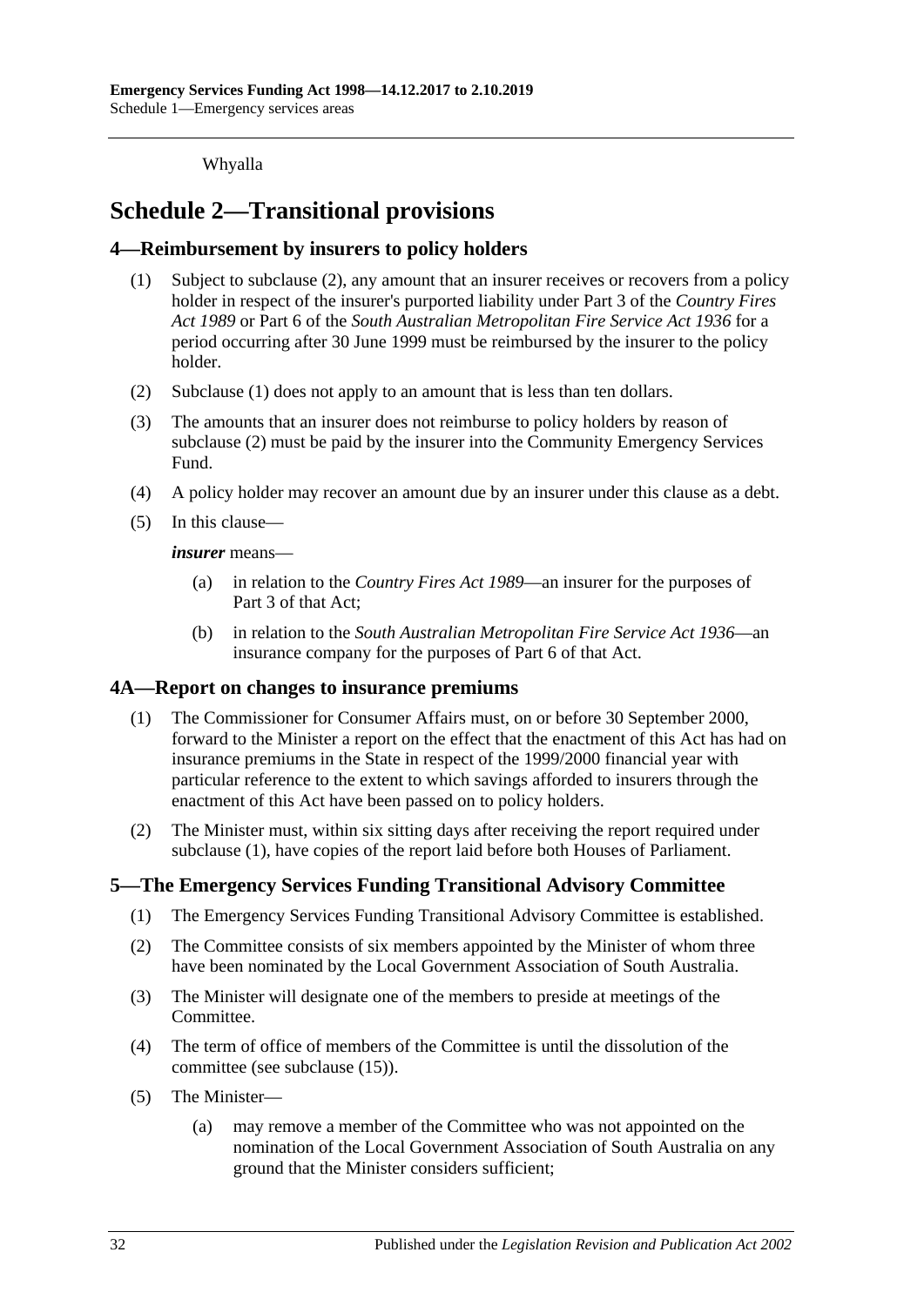Whyalla

# Schedule 2—Transitional provisions

## 4—Reimbursement by insurers to policy holders

(1) Subject to subclause (2), any amount that an insurer receives or recovers from a policy holder in respect of the insurer's purported liability under Part 3 of the *Country Fires Act 1989* or Part 6 of the *South Australian Metropolitan Fire Service Act 1936* for a period occurring after 30 June 1999 must be reimbursed by the insurer to the policy holder.

(2) Subclause (1) does not apply to an amount that is less than ten dollars.

(3) The amounts that an insurer does not reimburse to policy holders by reason of subclause (2) must be paid by the insurer into the Community Emergency Services Fund.

(4) A policy holder may recover an amount due by an insurer under this clause as a debt.

(5) In this clause—

***insurer*** means—

- (a) in relation to the *Country Fires Act 1989*—an insurer for the purposes of Part 3 of that Act;
- (b) in relation to the *South Australian Metropolitan Fire Service Act 1936*—an insurance company for the purposes of Part 6 of that Act.

## 4A—Report on changes to insurance premiums

(1) The Commissioner for Consumer Affairs must, on or before 30 September 2000, forward to the Minister a report on the effect that the enactment of this Act has had on insurance premiums in the State in respect of the 1999/2000 financial year with particular reference to the extent to which savings afforded to insurers through the enactment of this Act have been passed on to policy holders.

(2) The Minister must, within six sitting days after receiving the report required under subclause (1), have copies of the report laid before both Houses of Parliament.

## 5—The Emergency Services Funding Transitional Advisory Committee

(1) The Emergency Services Funding Transitional Advisory Committee is established.

(2) The Committee consists of six members appointed by the Minister of whom three have been nominated by the Local Government Association of South Australia.

(3) The Minister will designate one of the members to preside at meetings of the Committee.

(4) The term of office of members of the Committee is until the dissolution of the committee (see subclause (15)).

(5) The Minister—

- (a) may remove a member of the Committee who was not appointed on the nomination of the Local Government Association of South Australia on any ground that the Minister considers sufficient;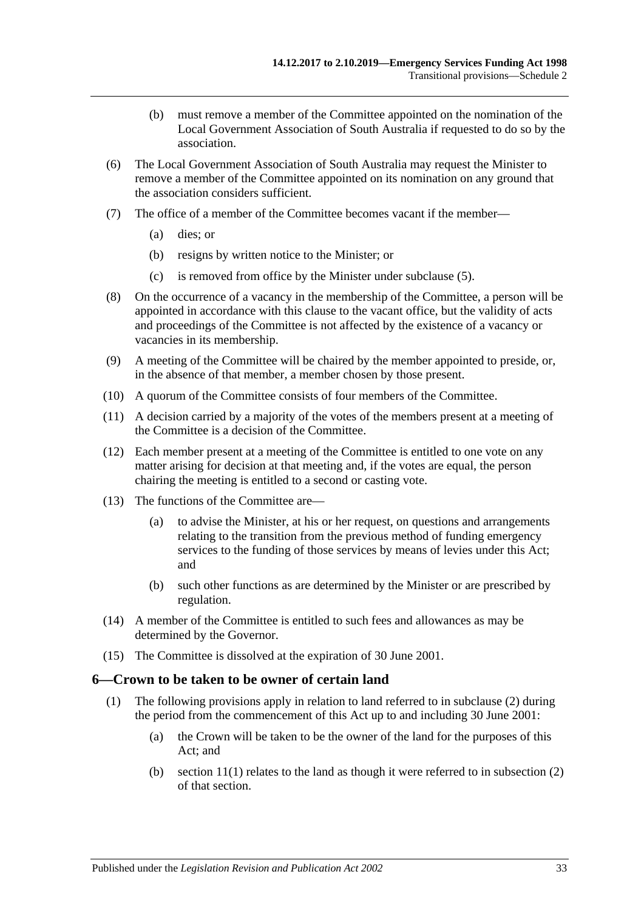(b) must remove a member of the Committee appointed on the nomination of the Local Government Association of South Australia if requested to do so by the association.

(6) The Local Government Association of South Australia may request the Minister to remove a member of the Committee appointed on its nomination on any ground that the association considers sufficient.

(7) The office of a member of the Committee becomes vacant if the member—

(a) dies; or

(b) resigns by written notice to the Minister; or

(c) is removed from office by the Minister under subclause (5).

(8) On the occurrence of a vacancy in the membership of the Committee, a person will be appointed in accordance with this clause to the vacant office, but the validity of acts and proceedings of the Committee is not affected by the existence of a vacancy or vacancies in its membership.

(9) A meeting of the Committee will be chaired by the member appointed to preside, or, in the absence of that member, a member chosen by those present.

(10) A quorum of the Committee consists of four members of the Committee.

(11) A decision carried by a majority of the votes of the members present at a meeting of the Committee is a decision of the Committee.

(12) Each member present at a meeting of the Committee is entitled to one vote on any matter arising for decision at that meeting and, if the votes are equal, the person chairing the meeting is entitled to a second or casting vote.

(13) The functions of the Committee are—

(a) to advise the Minister, at his or her request, on questions and arrangements relating to the transition from the previous method of funding emergency services to the funding of those services by means of levies under this Act; and

(b) such other functions as are determined by the Minister or are prescribed by regulation.

(14) A member of the Committee is entitled to such fees and allowances as may be determined by the Governor.

(15) The Committee is dissolved at the expiration of 30 June 2001.

## 6—Crown to be taken to be owner of certain land

(1) The following provisions apply in relation to land referred to in subclause (2) during the period from the commencement of this Act up to and including 30 June 2001:

(a) the Crown will be taken to be the owner of the land for the purposes of this Act; and

(b) section 11(1) relates to the land as though it were referred to in subsection (2) of that section.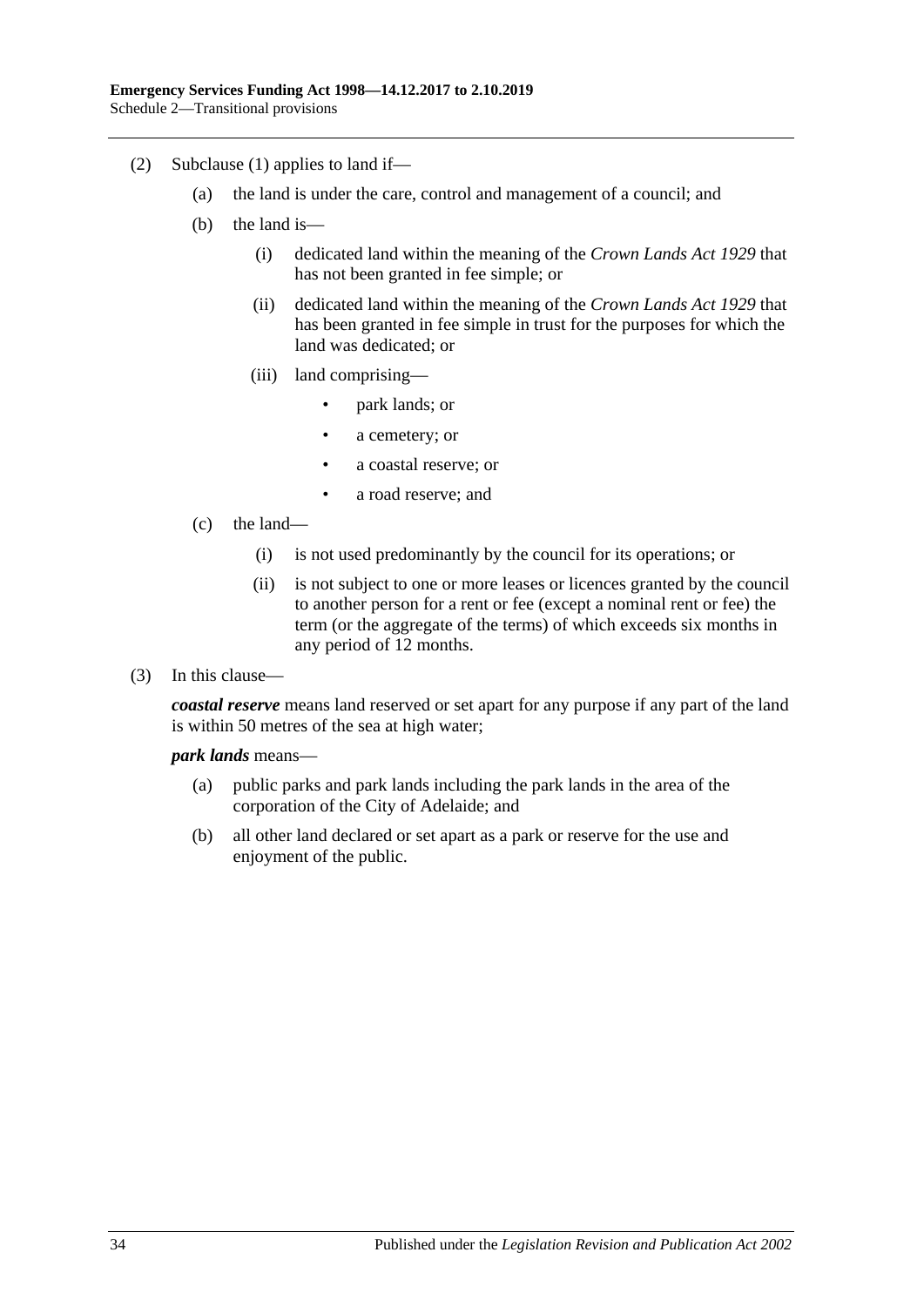(2) Subclause (1) applies to land if—

(a) the land is under the care, control and management of a council; and

(b) the land is—

(i) dedicated land within the meaning of the *Crown Lands Act 1929* that has not been granted in fee simple; or

(ii) dedicated land within the meaning of the *Crown Lands Act 1929* that has been granted in fee simple in trust for the purposes for which the land was dedicated; or

(iii) land comprising—

- park lands; or
- a cemetery; or
- a coastal reserve; or
- a road reserve; and

(c) the land—

(i) is not used predominantly by the council for its operations; or

(ii) is not subject to one or more leases or licences granted by the council to another person for a rent or fee (except a nominal rent or fee) the term (or the aggregate of the terms) of which exceeds six months in any period of 12 months.

(3) In this clause—

***coastal reserve*** means land reserved or set apart for any purpose if any part of the land is within 50 metres of the sea at high water;

***park lands*** means—

(a) public parks and park lands including the park lands in the area of the corporation of the City of Adelaide; and

(b) all other land declared or set apart as a park or reserve for the use and enjoyment of the public.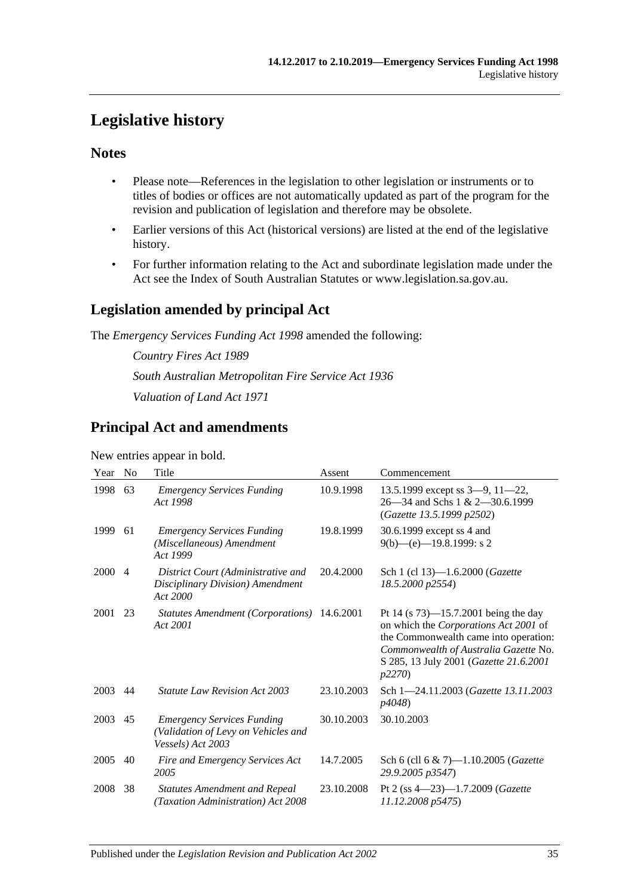# Legislative history

## Notes

- Please note—References in the legislation to other legislation or instruments or to titles of bodies or offices are not automatically updated as part of the program for the revision and publication of legislation and therefore may be obsolete.
- Earlier versions of this Act (historical versions) are listed at the end of the legislative history.
- For further information relating to the Act and subordinate legislation made under the Act see the Index of South Australian Statutes or www.legislation.sa.gov.au.

## Legislation amended by principal Act

The *Emergency Services Funding Act 1998* amended the following:

*Country Fires Act 1989*

*South Australian Metropolitan Fire Service Act 1936*

*Valuation of Land Act 1971*

## Principal Act and amendments

New entries appear in bold.

| Year | No | Title | Assent | Commencement |
|---|---|---|---|---|
| 1998 | 63 | *Emergency Services Funding Act 1998* | 10.9.1998 | 13.5.1999 except ss 3—9, 11—22, 26—34 and Schs 1 & 2—30.6.1999 (*Gazette 13.5.1999 p2502*) |
| 1999 | 61 | *Emergency Services Funding (Miscellaneous) Amendment Act 1999* | 19.8.1999 | 30.6.1999 except ss 4 and 9(b)—(e)—19.8.1999: s 2 |
| 2000 | 4 | *District Court (Administrative and Disciplinary Division) Amendment Act 2000* | 20.4.2000 | Sch 1 (cl 13)—1.6.2000 (*Gazette 18.5.2000 p2554*) |
| 2001 | 23 | *Statutes Amendment (Corporations) Act 2001* | 14.6.2001 | Pt 14 (s 73)—15.7.2001 being the day on which the *Corporations Act 2001* of the Commonwealth came into operation: *Commonwealth of Australia Gazette* No. S 285, 13 July 2001 (*Gazette 21.6.2001 p2270*) |
| 2003 | 44 | *Statute Law Revision Act 2003* | 23.10.2003 | Sch 1—24.11.2003 (*Gazette 13.11.2003 p4048*) |
| 2003 | 45 | *Emergency Services Funding (Validation of Levy on Vehicles and Vessels) Act 2003* | 30.10.2003 | 30.10.2003 |
| 2005 | 40 | *Fire and Emergency Services Act 2005* | 14.7.2005 | Sch 6 (cll 6 & 7)—1.10.2005 (*Gazette 29.9.2005 p3547*) |
| 2008 | 38 | *Statutes Amendment and Repeal (Taxation Administration) Act 2008* | 23.10.2008 | Pt 2 (ss 4—23)—1.7.2009 (*Gazette 11.12.2008 p5475*) |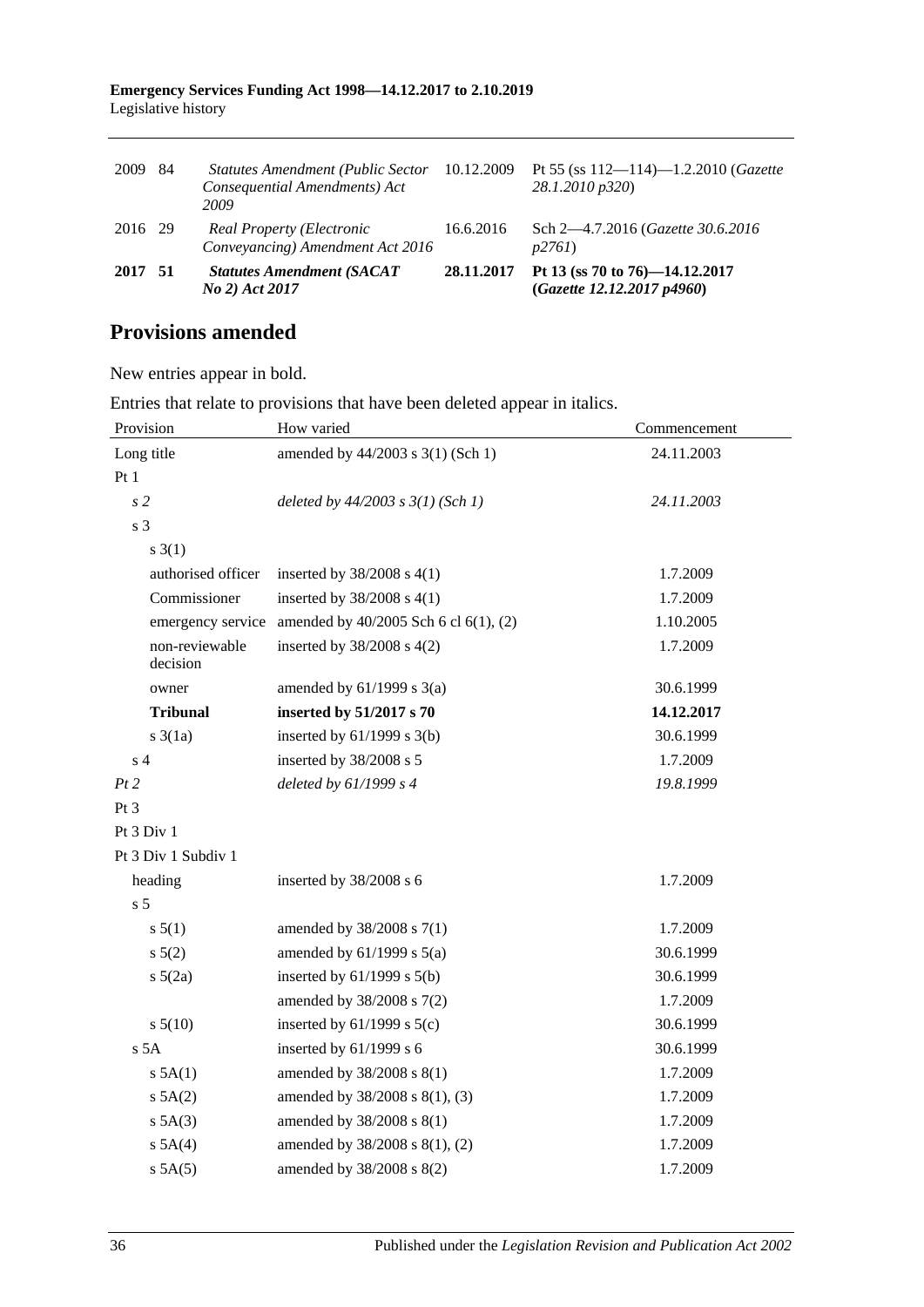| | | | | |
|---|---|---|---|---|
| 2009 | 84 | *Statutes Amendment (Public Sector Consequential Amendments) Act 2009* | 10.12.2009 | Pt 55 (ss 112—114)—1.2.2010 (*Gazette 28.1.2010 p320*) |
| 2016 | 29 | *Real Property (Electronic Conveyancing) Amendment Act 2016* | 16.6.2016 | Sch 2—4.7.2016 (*Gazette 30.6.2016 p2761*) |
| **2017** | **51** | ***Statutes Amendment (SACAT No 2) Act 2017*** | **28.11.2017** | **Pt 13 (ss 70 to 76)—14.12.2017 (*Gazette 12.12.2017 p4960*)** |

## Provisions amended

New entries appear in bold.

Entries that relate to provisions that have been deleted appear in italics.

| Provision | How varied | Commencement |
|---|---|---|
| Long title | amended by 44/2003 s 3(1) (Sch 1) | 24.11.2003 |
| Pt 1 | | |
| *s 2* | *deleted by 44/2003 s 3(1) (Sch 1)* | *24.11.2003* |
| s 3 | | |
| s 3(1) | | |
| authorised officer | inserted by 38/2008 s 4(1) | 1.7.2009 |
| Commissioner | inserted by 38/2008 s 4(1) | 1.7.2009 |
| emergency service | amended by 40/2005 Sch 6 cl 6(1), (2) | 1.10.2005 |
| non-reviewable decision | inserted by 38/2008 s 4(2) | 1.7.2009 |
| owner | amended by 61/1999 s 3(a) | 30.6.1999 |
| **Tribunal** | **inserted by 51/2017 s 70** | **14.12.2017** |
| s 3(1a) | inserted by 61/1999 s 3(b) | 30.6.1999 |
| s 4 | inserted by 38/2008 s 5 | 1.7.2009 |
| *Pt 2* | *deleted by 61/1999 s 4* | *19.8.1999* |
| Pt 3 | | |
| Pt 3 Div 1 | | |
| Pt 3 Div 1 Subdiv 1 | | |
| heading | inserted by 38/2008 s 6 | 1.7.2009 |
| s 5 | | |
| s 5(1) | amended by 38/2008 s 7(1) | 1.7.2009 |
| s 5(2) | amended by 61/1999 s 5(a) | 30.6.1999 |
| s 5(2a) | inserted by 61/1999 s 5(b) | 30.6.1999 |
| | amended by 38/2008 s 7(2) | 1.7.2009 |
| s 5(10) | inserted by 61/1999 s 5(c) | 30.6.1999 |
| s 5A | inserted by 61/1999 s 6 | 30.6.1999 |
| s 5A(1) | amended by 38/2008 s 8(1) | 1.7.2009 |
| s 5A(2) | amended by 38/2008 s 8(1), (3) | 1.7.2009 |
| s 5A(3) | amended by 38/2008 s 8(1) | 1.7.2009 |
| s 5A(4) | amended by 38/2008 s 8(1), (2) | 1.7.2009 |
| s 5A(5) | amended by 38/2008 s 8(2) | 1.7.2009 |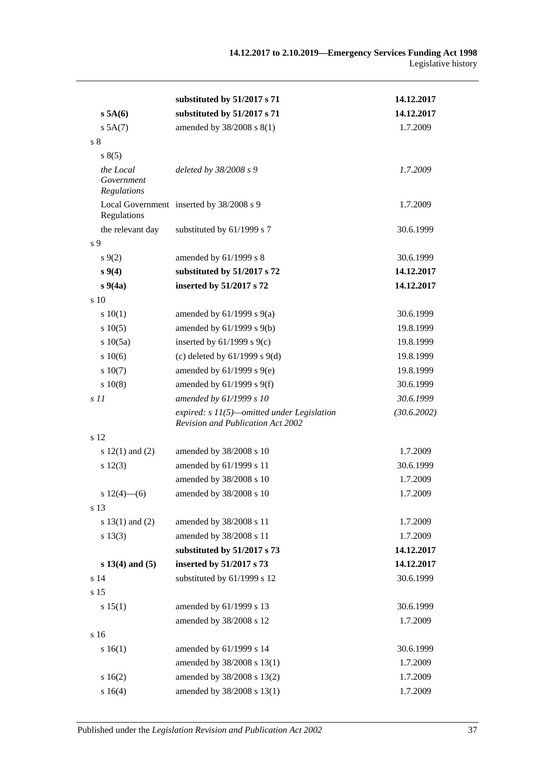| | | |
|---|---|---|
| | **substituted by 51/2017 s 71** | **14.12.2017** |
| **s 5A(6)** | **substituted by 51/2017 s 71** | **14.12.2017** |
| s 5A(7) | amended by 38/2008 s 8(1) | 1.7.2009 |
| s 8 | | |
| s 8(5) | | |
| *the Local Government Regulations* | *deleted by 38/2008 s 9* | *1.7.2009* |
| Local Government Regulations | inserted by 38/2008 s 9 | 1.7.2009 |
| the relevant day | substituted by 61/1999 s 7 | 30.6.1999 |
| s 9 | | |
| s 9(2) | amended by 61/1999 s 8 | 30.6.1999 |
| **s 9(4)** | **substituted by 51/2017 s 72** | **14.12.2017** |
| **s 9(4a)** | **inserted by 51/2017 s 72** | **14.12.2017** |
| s 10 | | |
| s 10(1) | amended by 61/1999 s 9(a) | 30.6.1999 |
| s 10(5) | amended by 61/1999 s 9(b) | 19.8.1999 |
| s 10(5a) | inserted by 61/1999 s 9(c) | 19.8.1999 |
| s 10(6) | (c) deleted by 61/1999 s 9(d) | 19.8.1999 |
| s 10(7) | amended by 61/1999 s 9(e) | 19.8.1999 |
| s 10(8) | amended by 61/1999 s 9(f) | 30.6.1999 |
| *s 11* | *amended by 61/1999 s 10* | *30.6.1999* |
| | *expired: s 11(5)—omitted under Legislation Revision and Publication Act 2002* | *(30.6.2002)* |
| s 12 | | |
| s 12(1) and (2) | amended by 38/2008 s 10 | 1.7.2009 |
| s 12(3) | amended by 61/1999 s 11 | 30.6.1999 |
| | amended by 38/2008 s 10 | 1.7.2009 |
| s 12(4)—(6) | amended by 38/2008 s 10 | 1.7.2009 |
| s 13 | | |
| s 13(1) and (2) | amended by 38/2008 s 11 | 1.7.2009 |
| s 13(3) | amended by 38/2008 s 11 | 1.7.2009 |
| | **substituted by 51/2017 s 73** | **14.12.2017** |
| **s 13(4) and (5)** | **inserted by 51/2017 s 73** | **14.12.2017** |
| s 14 | substituted by 61/1999 s 12 | 30.6.1999 |
| s 15 | | |
| s 15(1) | amended by 61/1999 s 13 | 30.6.1999 |
| | amended by 38/2008 s 12 | 1.7.2009 |
| s 16 | | |
| s 16(1) | amended by 61/1999 s 14 | 30.6.1999 |
| | amended by 38/2008 s 13(1) | 1.7.2009 |
| s 16(2) | amended by 38/2008 s 13(2) | 1.7.2009 |
| s 16(4) | amended by 38/2008 s 13(1) | 1.7.2009 |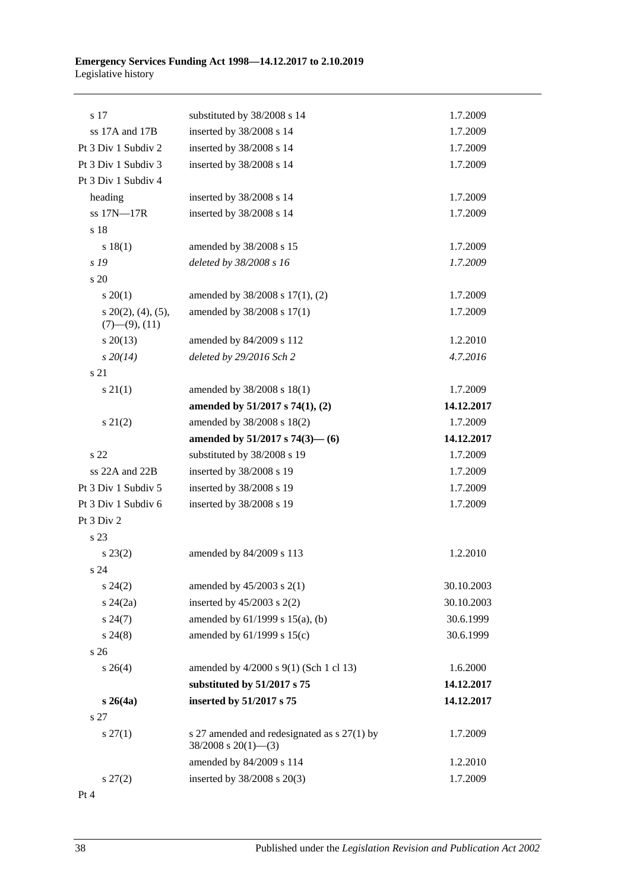| | | |
|---|---|---|
| s 17 | substituted by 38/2008 s 14 | 1.7.2009 |
| ss 17A and 17B | inserted by 38/2008 s 14 | 1.7.2009 |
| Pt 3 Div 1 Subdiv 2 | inserted by 38/2008 s 14 | 1.7.2009 |
| Pt 3 Div 1 Subdiv 3 | inserted by 38/2008 s 14 | 1.7.2009 |
| Pt 3 Div 1 Subdiv 4 | | |
| heading | inserted by 38/2008 s 14 | 1.7.2009 |
| ss 17N—17R | inserted by 38/2008 s 14 | 1.7.2009 |
| s 18 | | |
| s 18(1) | amended by 38/2008 s 15 | 1.7.2009 |
| *s 19* | *deleted by 38/2008 s 16* | *1.7.2009* |
| s 20 | | |
| s 20(1) | amended by 38/2008 s 17(1), (2) | 1.7.2009 |
| s 20(2), (4), (5), (7)—(9), (11) | amended by 38/2008 s 17(1) | 1.7.2009 |
| s 20(13) | amended by 84/2009 s 112 | 1.2.2010 |
| *s 20(14)* | *deleted by 29/2016 Sch 2* | *4.7.2016* |
| s 21 | | |
| s 21(1) | amended by 38/2008 s 18(1) | 1.7.2009 |
| | **amended by 51/2017 s 74(1), (2)** | **14.12.2017** |
| s 21(2) | amended by 38/2008 s 18(2) | 1.7.2009 |
| | **amended by 51/2017 s 74(3)— (6)** | **14.12.2017** |
| s 22 | substituted by 38/2008 s 19 | 1.7.2009 |
| ss 22A and 22B | inserted by 38/2008 s 19 | 1.7.2009 |
| Pt 3 Div 1 Subdiv 5 | inserted by 38/2008 s 19 | 1.7.2009 |
| Pt 3 Div 1 Subdiv 6 | inserted by 38/2008 s 19 | 1.7.2009 |
| Pt 3 Div 2 | | |
| s 23 | | |
| s 23(2) | amended by 84/2009 s 113 | 1.2.2010 |
| s 24 | | |
| s 24(2) | amended by 45/2003 s 2(1) | 30.10.2003 |
| s 24(2a) | inserted by 45/2003 s 2(2) | 30.10.2003 |
| s 24(7) | amended by 61/1999 s 15(a), (b) | 30.6.1999 |
| s 24(8) | amended by 61/1999 s 15(c) | 30.6.1999 |
| s 26 | | |
| s 26(4) | amended by 4/2000 s 9(1) (Sch 1 cl 13) | 1.6.2000 |
| | **substituted by 51/2017 s 75** | **14.12.2017** |
| **s 26(4a)** | **inserted by 51/2017 s 75** | **14.12.2017** |
| s 27 | | |
| s 27(1) | s 27 amended and redesignated as s 27(1) by 38/2008 s 20(1)—(3) | 1.7.2009 |
| | amended by 84/2009 s 114 | 1.2.2010 |
| s 27(2) | inserted by 38/2008 s 20(3) | 1.7.2009 |
| Pt 4 | | |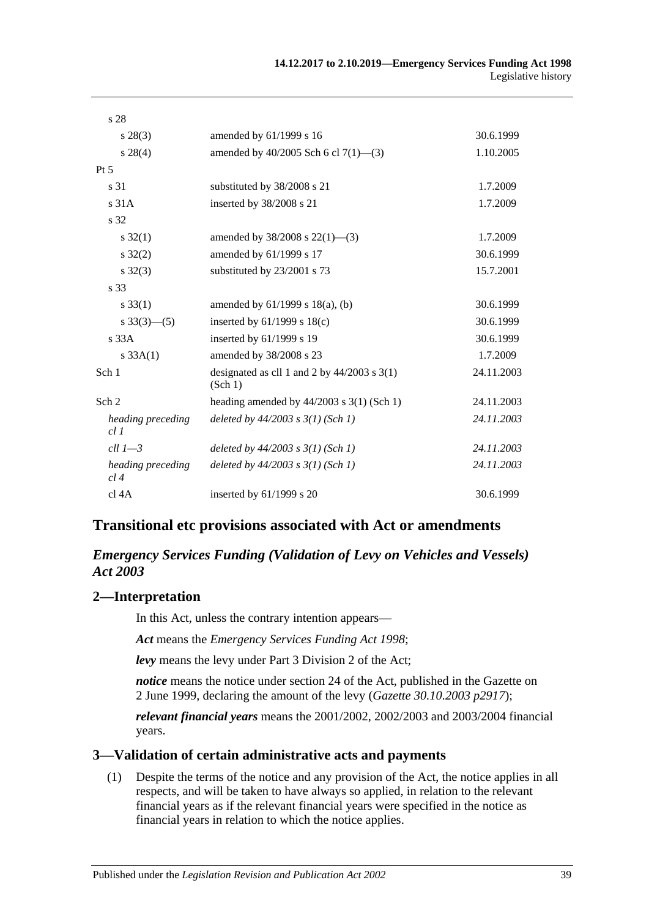| | | |
|---|---|---|
| s 28 | | |
| s 28(3) | amended by 61/1999 s 16 | 30.6.1999 |
| s 28(4) | amended by 40/2005 Sch 6 cl 7(1)—(3) | 1.10.2005 |
| Pt 5 | | |
| s 31 | substituted by 38/2008 s 21 | 1.7.2009 |
| s 31A | inserted by 38/2008 s 21 | 1.7.2009 |
| s 32 | | |
| s 32(1) | amended by 38/2008 s 22(1)—(3) | 1.7.2009 |
| s 32(2) | amended by 61/1999 s 17 | 30.6.1999 |
| s 32(3) | substituted by 23/2001 s 73 | 15.7.2001 |
| s 33 | | |
| s 33(1) | amended by 61/1999 s 18(a), (b) | 30.6.1999 |
| s 33(3)—(5) | inserted by 61/1999 s 18(c) | 30.6.1999 |
| s 33A | inserted by 61/1999 s 19 | 30.6.1999 |
| s 33A(1) | amended by 38/2008 s 23 | 1.7.2009 |
| Sch 1 | designated as cll 1 and 2 by 44/2003 s 3(1) (Sch 1) | 24.11.2003 |
| Sch 2 | heading amended by 44/2003 s 3(1) (Sch 1) | 24.11.2003 |
| *heading preceding cl 1* | *deleted by 44/2003 s 3(1) (Sch 1)* | *24.11.2003* |
| *cll 1—3* | *deleted by 44/2003 s 3(1) (Sch 1)* | *24.11.2003* |
| *heading preceding cl 4* | *deleted by 44/2003 s 3(1) (Sch 1)* | *24.11.2003* |
| cl 4A | inserted by 61/1999 s 20 | 30.6.1999 |

## Transitional etc provisions associated with Act or amendments

### *Emergency Services Funding (Validation of Levy on Vehicles and Vessels) Act 2003*

### 2—Interpretation

In this Act, unless the contrary intention appears—

***Act*** means the *Emergency Services Funding Act 1998*;

***levy*** means the levy under Part 3 Division 2 of the Act;

***notice*** means the notice under section 24 of the Act, published in the Gazette on 2 June 1999, declaring the amount of the levy (*Gazette 30.10.2003 p2917*);

***relevant financial years*** means the 2001/2002, 2002/2003 and 2003/2004 financial years.

### 3—Validation of certain administrative acts and payments

(1) Despite the terms of the notice and any provision of the Act, the notice applies in all respects, and will be taken to have always so applied, in relation to the relevant financial years as if the relevant financial years were specified in the notice as financial years in relation to which the notice applies.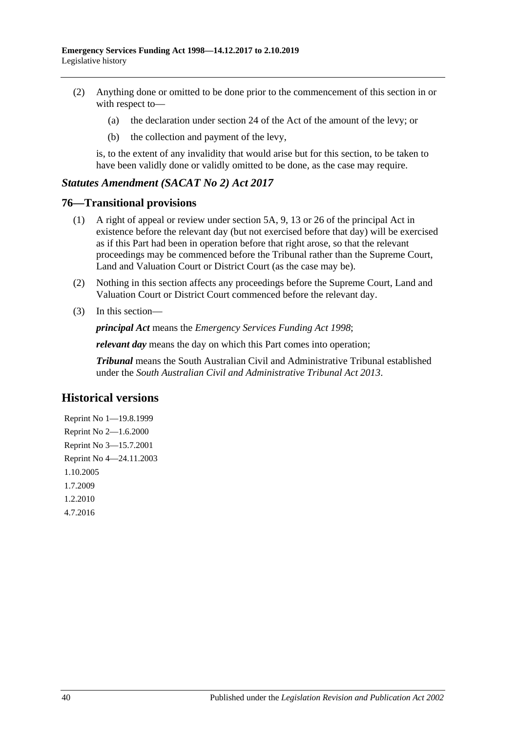(2) Anything done or omitted to be done prior to the commencement of this section in or with respect to—

(a) the declaration under section 24 of the Act of the amount of the levy; or

(b) the collection and payment of the levy,

is, to the extent of any invalidity that would arise but for this section, to be taken to have been validly done or validly omitted to be done, as the case may require.

### *Statutes Amendment (SACAT No 2) Act 2017*

### 76—Transitional provisions

(1) A right of appeal or review under section 5A, 9, 13 or 26 of the principal Act in existence before the relevant day (but not exercised before that day) will be exercised as if this Part had been in operation before that right arose, so that the relevant proceedings may be commenced before the Tribunal rather than the Supreme Court, Land and Valuation Court or District Court (as the case may be).

(2) Nothing in this section affects any proceedings before the Supreme Court, Land and Valuation Court or District Court commenced before the relevant day.

(3) In this section—

***principal Act*** means the *Emergency Services Funding Act 1998*;

***relevant day*** means the day on which this Part comes into operation;

***Tribunal*** means the South Australian Civil and Administrative Tribunal established under the *South Australian Civil and Administrative Tribunal Act 2013*.

## Historical versions

Reprint No 1—19.8.1999

Reprint No 2—1.6.2000

Reprint No 3—15.7.2001

Reprint No 4—24.11.2003

1.10.2005

1.7.2009

1.2.2010

4.7.2016